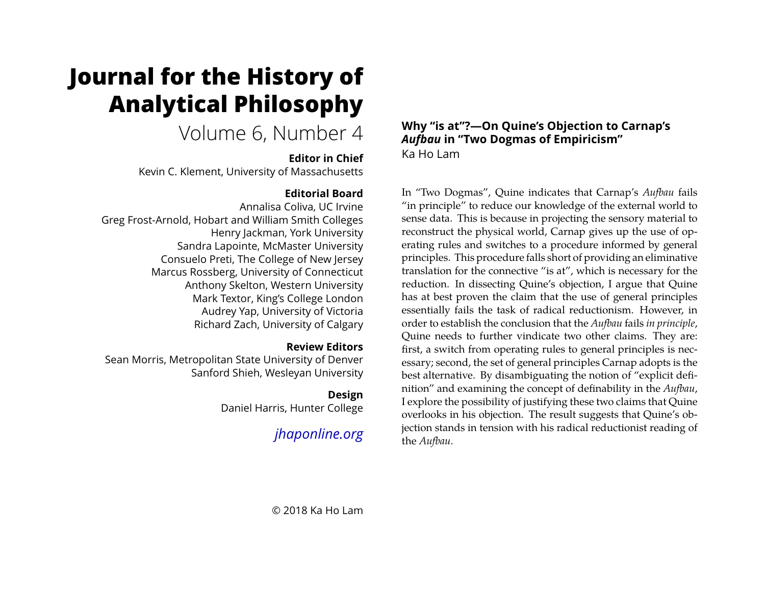# Journal for the History of Analytical Philosophy

Volume 6, Number 4

**Editor in Chief**
Kevin C. Klement, University of Massachusetts

**Editorial Board**
Annalisa Coliva, UC Irvine
Greg Frost-Arnold, Hobart and William Smith Colleges
Henry Jackman, York University
Sandra Lapointe, McMaster University
Consuelo Preti, The College of New Jersey
Marcus Rossberg, University of Connecticut
Anthony Skelton, Western University
Mark Textor, King's College London
Audrey Yap, University of Victoria
Richard Zach, University of Calgary

**Review Editors**
Sean Morris, Metropolitan State University of Denver
Sanford Shieh, Wesleyan University

**Design**
Daniel Harris, Hunter College

*jhaponline.org*

© 2018 Ka Ho Lam

## Why "is at"?—On Quine's Objection to Carnap's *Aufbau* in "Two Dogmas of Empiricism"

Ka Ho Lam

In "Two Dogmas", Quine indicates that Carnap's *Aufbau* fails "in principle" to reduce our knowledge of the external world to sense data. This is because in projecting the sensory material to reconstruct the physical world, Carnap gives up the use of operating rules and switches to a procedure informed by general principles. This procedure falls short of providing an eliminative translation for the connective "is at", which is necessary for the reduction. In dissecting Quine's objection, I argue that Quine has at best proven the claim that the use of general principles essentially fails the task of radical reductionism. However, in order to establish the conclusion that the *Aufbau* fails *in principle*, Quine needs to further vindicate two other claims. They are: first, a switch from operating rules to general principles is necessary; second, the set of general principles Carnap adopts is the best alternative. By disambiguating the notion of "explicit definition" and examining the concept of definability in the *Aufbau*, I explore the possibility of justifying these two claims that Quine overlooks in his objection. The result suggests that Quine's objection stands in tension with his radical reductionist reading of the *Aufbau*.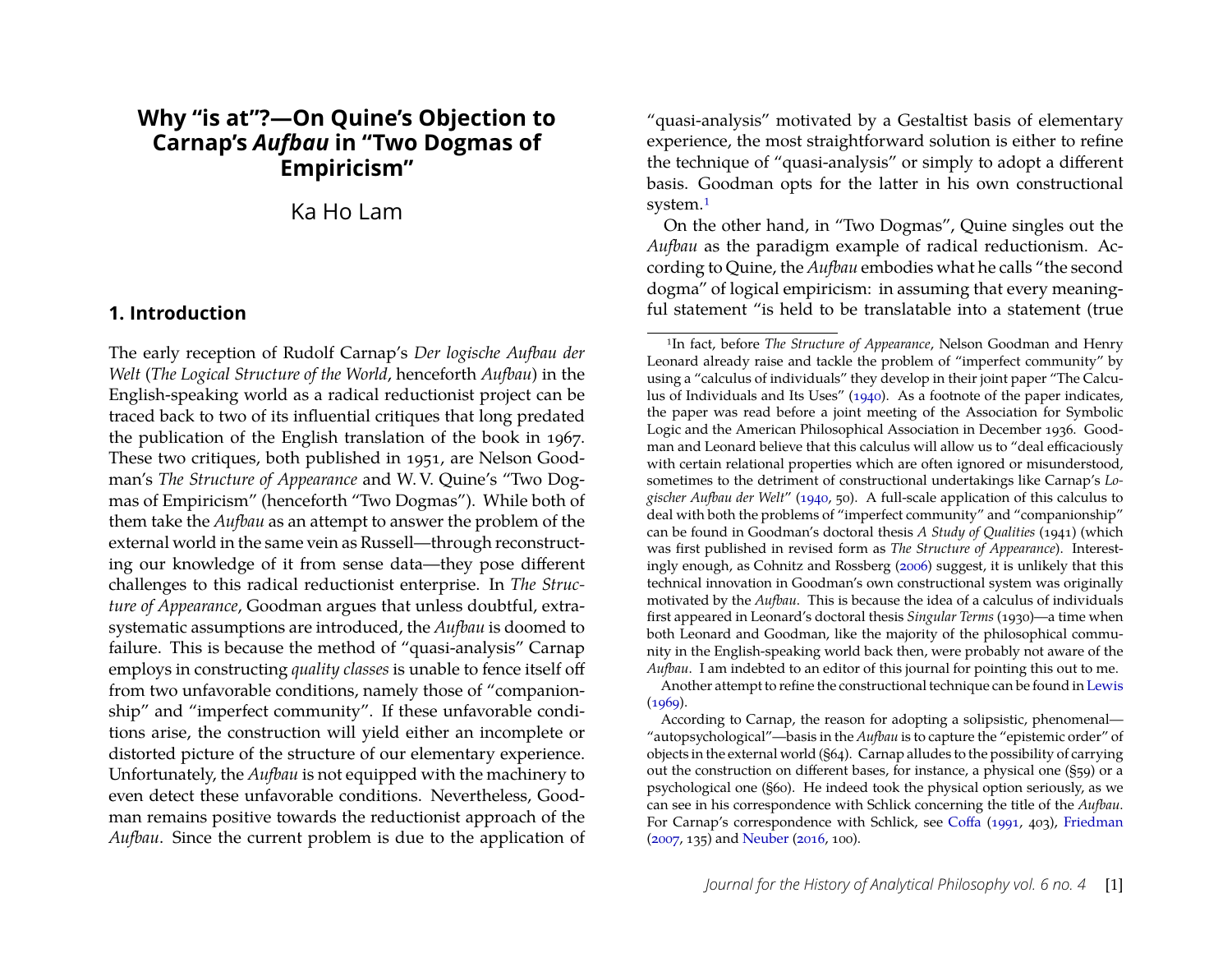# Why "is at"?—On Quine's Objection to Carnap's *Aufbau* in "Two Dogmas of Empiricism"

Ka Ho Lam

## 1. Introduction

The early reception of Rudolf Carnap's *Der logische Aufbau der Welt* (*The Logical Structure of the World*, henceforth *Aufbau*) in the English-speaking world as a radical reductionist project can be traced back to two of its influential critiques that long predated the publication of the English translation of the book in 1967. These two critiques, both published in 1951, are Nelson Goodman's *The Structure of Appearance* and W. V. Quine's "Two Dogmas of Empiricism" (henceforth "Two Dogmas"). While both of them take the *Aufbau* as an attempt to answer the problem of the external world in the same vein as Russell—through reconstructing our knowledge of it from sense data—they pose different challenges to this radical reductionist enterprise. In *The Structure of Appearance*, Goodman argues that unless doubtful, extra-systematic assumptions are introduced, the *Aufbau* is doomed to failure. This is because the method of "quasi-analysis" Carnap employs in constructing *quality classes* is unable to fence itself off from two unfavorable conditions, namely those of "companionship" and "imperfect community". If these unfavorable conditions arise, the construction will yield either an incomplete or distorted picture of the structure of our elementary experience. Unfortunately, the *Aufbau* is not equipped with the machinery to even detect these unfavorable conditions. Nevertheless, Goodman remains positive towards the reductionist approach of the *Aufbau*. Since the current problem is due to the application of "quasi-analysis" motivated by a Gestaltist basis of elementary experience, the most straightforward solution is either to refine the technique of "quasi-analysis" or simply to adopt a different basis. Goodman opts for the latter in his own constructional system.[1]

On the other hand, in "Two Dogmas", Quine singles out the *Aufbau* as the paradigm example of radical reductionism. According to Quine, the *Aufbau* embodies what he calls "the second dogma" of logical empiricism: in assuming that every meaningful statement "is held to be translatable into a statement (true

---

[1] In fact, before *The Structure of Appearance*, Nelson Goodman and Henry Leonard already raise and tackle the problem of "imperfect community" by using a "calculus of individuals" they develop in their joint paper "The Calculus of Individuals and Its Uses" (1940). As a footnote of the paper indicates, the paper was read before a joint meeting of the Association for Symbolic Logic and the American Philosophical Association in December 1936. Goodman and Leonard believe that this calculus will allow us to "deal efficaciously with certain relational properties which are often ignored or misunderstood, sometimes to the detriment of constructional undertakings like Carnap's *Logischer Aufbau der Welt*" (1940, 50). A full-scale application of this calculus to deal with both the problems of "imperfect community" and "companionship" can be found in Goodman's doctoral thesis *A Study of Qualities* (1941) (which was first published in revised form as *The Structure of Appearance*). Interestingly enough, as Cohnitz and Rossberg (2006) suggest, it is unlikely that this technical innovation in Goodman's own constructional system was originally motivated by the *Aufbau*. This is because the idea of a calculus of individuals first appeared in Leonard's doctoral thesis *Singular Terms* (1930)—a time when both Leonard and Goodman, like the majority of the philosophical community in the English-speaking world back then, were probably not aware of the *Aufbau*. I am indebted to an editor of this journal for pointing this out to me.

Another attempt to refine the constructional technique can be found in Lewis (1969).

According to Carnap, the reason for adopting a solipsistic, phenomenal—"autopsychological"—basis in the *Aufbau* is to capture the "epistemic order" of objects in the external world (§64). Carnap alludes to the possibility of carrying out the construction on different bases, for instance, a physical one (§59) or a psychological one (§60). He indeed took the physical option seriously, as we can see in his correspondence with Schlick concerning the title of the *Aufbau*. For Carnap's correspondence with Schlick, see Coffa (1991, 403), Friedman (2007, 135) and Neuber (2016, 100).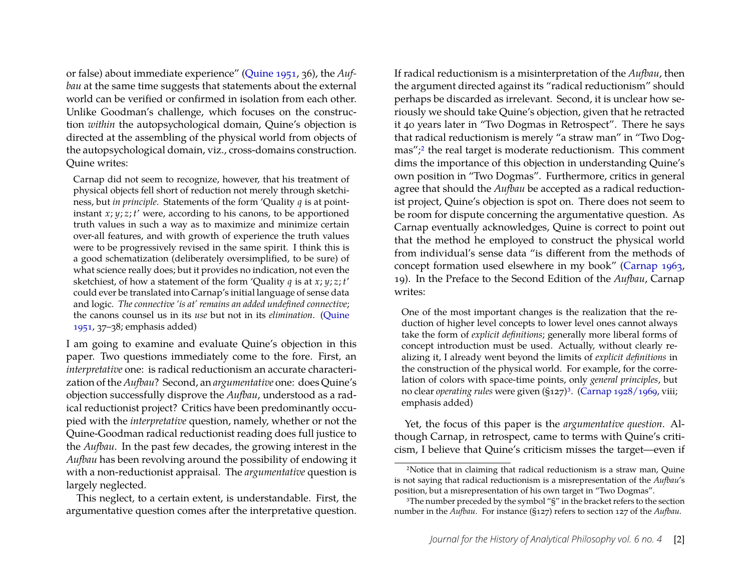or false) about immediate experience" (Quine 1951, 36), the *Aufbau* at the same time suggests that statements about the external world can be verified or confirmed in isolation from each other. Unlike Goodman's challenge, which focuses on the construction *within* the autopsychological domain, Quine's objection is directed at the assembling of the physical world from objects of the autopsychological domain, viz., cross-domains construction. Quine writes:

> Carnap did not seem to recognize, however, that his treatment of physical objects fell short of reduction not merely through sketchiness, but *in principle*. Statements of the form 'Quality $q$ is at point-instant $x; y; z; t$' were, according to his canons, to be apportioned truth values in such a way as to maximize and minimize certain over-all features, and with growth of experience the truth values were to be progressively revised in the same spirit. I think this is a good schematization (deliberately oversimplified, to be sure) of what science really does; but it provides no indication, not even the sketchiest, of how a statement of the form 'Quality $q$ is at $x; y; z; t$' could ever be translated into Carnap's initial language of sense data and logic. *The connective 'is at' remains an added undefined connective*; the canons counsel us in its *use* but not in its *elimination*. (Quine 1951, 37–38; emphasis added)

I am going to examine and evaluate Quine's objection in this paper. Two questions immediately come to the fore. First, an *interpretative* one: is radical reductionism an accurate characterization of the *Aufbau*? Second, an *argumentative* one: does Quine's objection successfully disprove the *Aufbau*, understood as a radical reductionist project? Critics have been predominantly occupied with the *interpretative* question, namely, whether or not the Quine-Goodman radical reductionist reading does full justice to the *Aufbau*. In the past few decades, the growing interest in the *Aufbau* has been revolving around the possibility of endowing it with a non-reductionist appraisal. The *argumentative* question is largely neglected.

This neglect, to a certain extent, is understandable. First, the argumentative question comes after the interpretative question. If radical reductionism is a misinterpretation of the *Aufbau*, then the argument directed against its "radical reductionism" should perhaps be discarded as irrelevant. Second, it is unclear how seriously we should take Quine's objection, given that he retracted it 40 years later in "Two Dogmas in Retrospect". There he says that radical reductionism is merely "a straw man" in "Two Dogmas";[2] the real target is moderate reductionism. This comment dims the importance of this objection in understanding Quine's own position in "Two Dogmas". Furthermore, critics in general agree that should the *Aufbau* be accepted as a radical reductionist project, Quine's objection is spot on. There does not seem to be room for dispute concerning the argumentative question. As Carnap eventually acknowledges, Quine is correct to point out that the method he employed to construct the physical world from individual's sense data "is different from the methods of concept formation used elsewhere in my book" (Carnap 1963, 19). In the Preface to the Second Edition of the *Aufbau*, Carnap writes:

> One of the most important changes is the realization that the reduction of higher level concepts to lower level ones cannot always take the form of *explicit definitions*; generally more liberal forms of concept introduction must be used. Actually, without clearly realizing it, I already went beyond the limits of *explicit definitions* in the construction of the physical world. For example, for the correlation of colors with space-time points, only *general principles*, but no clear *operating rules* were given (§127)[3]. (Carnap 1928/1969, viii; emphasis added)

Yet, the focus of this paper is the *argumentative question*. Although Carnap, in retrospect, came to terms with Quine's criticism, I believe that Quine's criticism misses the target—even if

[2] Notice that in claiming that radical reductionism is a straw man, Quine is not saying that radical reductionism is a misrepresentation of the *Aufbau*'s position, but a misrepresentation of his own target in "Two Dogmas".

[3] The number preceded by the symbol "§" in the bracket refers to the section number in the *Aufbau*. For instance (§127) refers to section 127 of the *Aufbau*.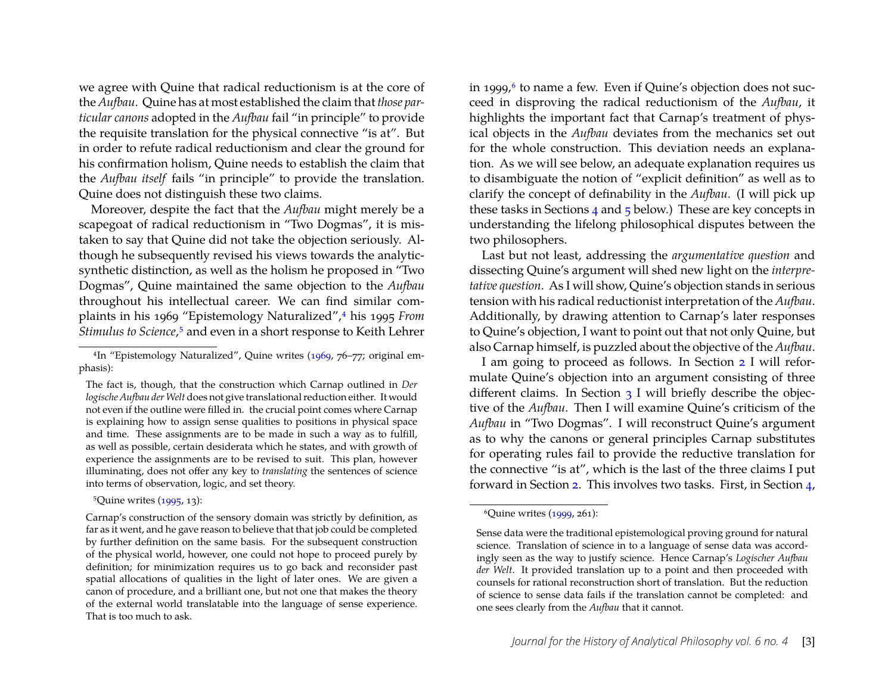we agree with Quine that radical reductionism is at the core of the *Aufbau*. Quine has at most established the claim that *those particular canons* adopted in the *Aufbau* fail "in principle" to provide the requisite translation for the physical connective "is at". But in order to refute radical reductionism and clear the ground for his confirmation holism, Quine needs to establish the claim that the *Aufbau itself* fails "in principle" to provide the translation. Quine does not distinguish these two claims.

Moreover, despite the fact that the *Aufbau* might merely be a scapegoat of radical reductionism in "Two Dogmas", it is mistaken to say that Quine did not take the objection seriously. Although he subsequently revised his views towards the analytic-synthetic distinction, as well as the holism he proposed in "Two Dogmas", Quine maintained the same objection to the *Aufbau* throughout his intellectual career. We can find similar complaints in his 1969 "Epistemology Naturalized",[4] his 1995 *From Stimulus to Science*,[5] and even in a short response to Keith Lehrer in 1999,[6] to name a few. Even if Quine's objection does not succeed in disproving the radical reductionism of the *Aufbau*, it highlights the important fact that Carnap's treatment of physical objects in the *Aufbau* deviates from the mechanics set out for the whole construction. This deviation needs an explanation. As we will see below, an adequate explanation requires us to disambiguate the notion of "explicit definition" as well as to clarify the concept of definability in the *Aufbau*. (I will pick up these tasks in Sections 4 and 5 below.) These are key concepts in understanding the lifelong philosophical disputes between the two philosophers.

Last but not least, addressing the *argumentative question* and dissecting Quine's argument will shed new light on the *interpretative question*. As I will show, Quine's objection stands in serious tension with his radical reductionist interpretation of the *Aufbau*. Additionally, by drawing attention to Carnap's later responses to Quine's objection, I want to point out that not only Quine, but also Carnap himself, is puzzled about the objective of the *Aufbau*.

I am going to proceed as follows. In Section 2 I will reformulate Quine's objection into an argument consisting of three different claims. In Section 3 I will briefly describe the objective of the *Aufbau*. Then I will examine Quine's criticism of the *Aufbau* in "Two Dogmas". I will reconstruct Quine's argument as to why the canons or general principles Carnap substitutes for operating rules fail to provide the reductive translation for the connective "is at", which is the last of the three claims I put forward in Section 2. This involves two tasks. First, in Section 4,

---

[4]In "Epistemology Naturalized", Quine writes (1969, 76–77; original emphasis):

> The fact is, though, that the construction which Carnap outlined in *Der logische Aufbau der Welt* does not give translational reduction either. It would not even if the outline were filled in. the crucial point comes where Carnap is explaining how to assign sense qualities to positions in physical space and time. These assignments are to be made in such a way as to fulfill, as well as possible, certain desiderata which he states, and with growth of experience the assignments are to be revised to suit. This plan, however illuminating, does not offer any key to *translating* the sentences of science into terms of observation, logic, and set theory.

[5]Quine writes (1995, 13):

> Carnap's construction of the sensory domain was strictly by definition, as far as it went, and he gave reason to believe that that job could be completed by further definition on the same basis. For the subsequent construction of the physical world, however, one could not hope to proceed purely by definition; for minimization requires us to go back and reconsider past spatial allocations of qualities in the light of later ones. We are given a canon of procedure, and a brilliant one, but not one that makes the theory of the external world translatable into the language of sense experience. That is too much to ask.

[6]Quine writes (1999, 261):

> Sense data were the traditional epistemological proving ground for natural science. Translation of science in to a language of sense data was accordingly seen as the way to justify science. Hence Carnap's *Logischer Aufbau der Welt*. It provided translation up to a point and then proceeded with counsels for rational reconstruction short of translation. But the reduction of science to sense data fails if the translation cannot be completed: and one sees clearly from the *Aufbau* that it cannot.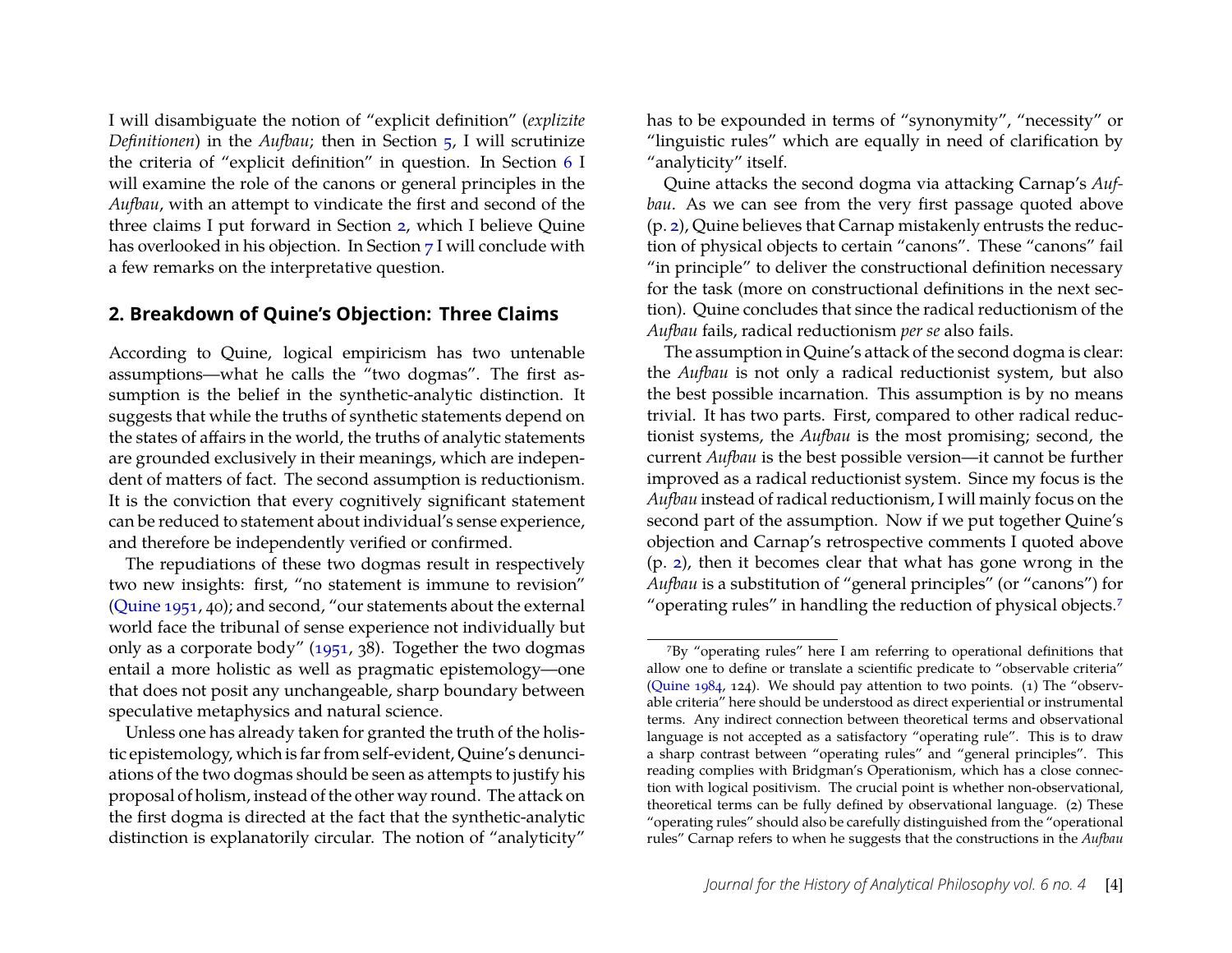I will disambiguate the notion of "explicit definition" (*explizite Definitionen*) in the *Aufbau*; then in Section 5, I will scrutinize the criteria of "explicit definition" in question. In Section 6 I will examine the role of the canons or general principles in the *Aufbau*, with an attempt to vindicate the first and second of the three claims I put forward in Section 2, which I believe Quine has overlooked in his objection. In Section 7 I will conclude with a few remarks on the interpretative question.

## 2. Breakdown of Quine's Objection: Three Claims

According to Quine, logical empiricism has two untenable assumptions—what he calls the "two dogmas". The first assumption is the belief in the synthetic-analytic distinction. It suggests that while the truths of synthetic statements depend on the states of affairs in the world, the truths of analytic statements are grounded exclusively in their meanings, which are independent of matters of fact. The second assumption is reductionism. It is the conviction that every cognitively significant statement can be reduced to statement about individual's sense experience, and therefore be independently verified or confirmed.

The repudiations of these two dogmas result in respectively two new insights: first, "no statement is immune to revision" (Quine 1951, 40); and second, "our statements about the external world face the tribunal of sense experience not individually but only as a corporate body" (1951, 38). Together the two dogmas entail a more holistic as well as pragmatic epistemology—one that does not posit any unchangeable, sharp boundary between speculative metaphysics and natural science.

Unless one has already taken for granted the truth of the holistic epistemology, which is far from self-evident, Quine's denunciations of the two dogmas should be seen as attempts to justify his proposal of holism, instead of the other way round. The attack on the first dogma is directed at the fact that the synthetic-analytic distinction is explanatorily circular. The notion of "analyticity" has to be expounded in terms of "synonymity", "necessity" or "linguistic rules" which are equally in need of clarification by "analyticity" itself.

Quine attacks the second dogma via attacking Carnap's *Aufbau*. As we can see from the very first passage quoted above (p. 2), Quine believes that Carnap mistakenly entrusts the reduction of physical objects to certain "canons". These "canons" fail "in principle" to deliver the constructional definition necessary for the task (more on constructional definitions in the next section). Quine concludes that since the radical reductionism of the *Aufbau* fails, radical reductionism *per se* also fails.

The assumption in Quine's attack of the second dogma is clear: the *Aufbau* is not only a radical reductionist system, but also the best possible incarnation. This assumption is by no means trivial. It has two parts. First, compared to other radical reductionist systems, the *Aufbau* is the most promising; second, the current *Aufbau* is the best possible version—it cannot be further improved as a radical reductionist system. Since my focus is the *Aufbau* instead of radical reductionism, I will mainly focus on the second part of the assumption. Now if we put together Quine's objection and Carnap's retrospective comments I quoted above (p. 2), then it becomes clear that what has gone wrong in the *Aufbau* is a substitution of "general principles" (or "canons") for "operating rules" in handling the reduction of physical objects.[7]

[7] By "operating rules" here I am referring to operational definitions that allow one to define or translate a scientific predicate to "observable criteria" (Quine 1984, 124). We should pay attention to two points. (1) The "observable criteria" here should be understood as direct experiential or instrumental terms. Any indirect connection between theoretical terms and observational language is not accepted as a satisfactory "operating rule". This is to draw a sharp contrast between "operating rules" and "general principles". This reading complies with Bridgman's Operationism, which has a close connection with logical positivism. The crucial point is whether non-observational, theoretical terms can be fully defined by observational language. (2) These "operating rules" should also be carefully distinguished from the "operational rules" Carnap refers to when he suggests that the constructions in the *Aufbau*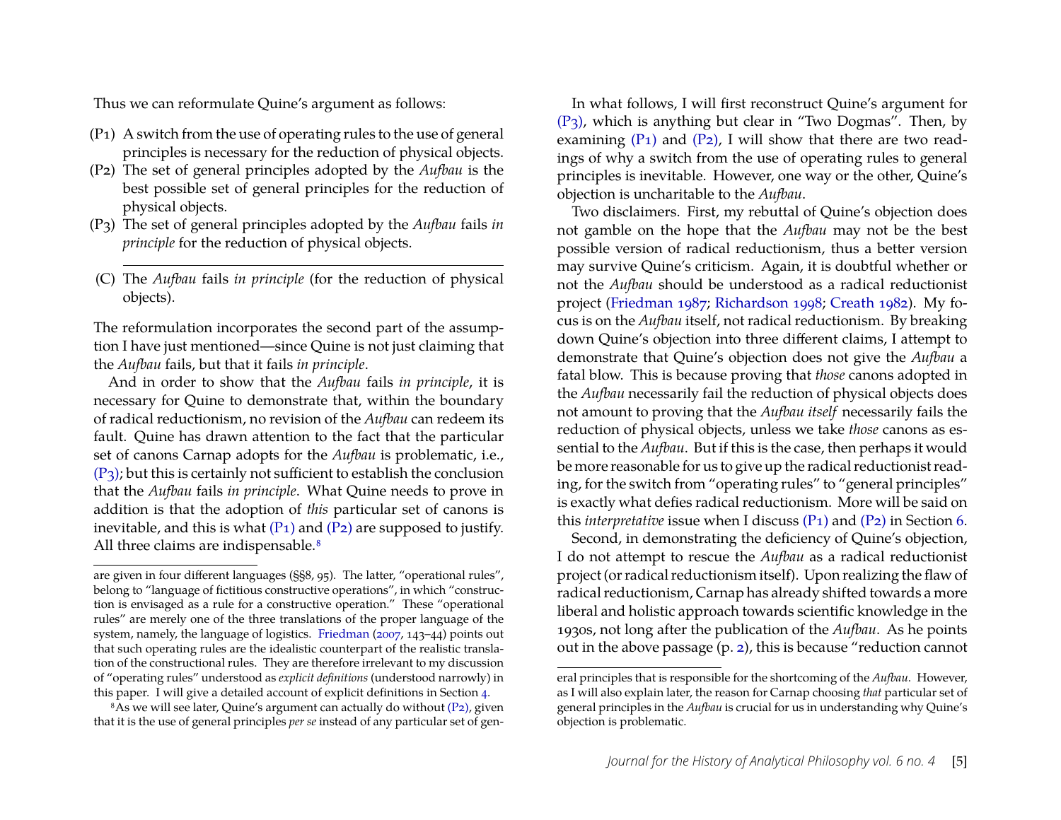Thus we can reformulate Quine's argument as follows:

(P1) A switch from the use of operating rules to the use of general principles is necessary for the reduction of physical objects.

(P2) The set of general principles adopted by the *Aufbau* is the best possible set of general principles for the reduction of physical objects.

(P3) The set of general principles adopted by the *Aufbau* fails *in principle* for the reduction of physical objects.

---

(C) The *Aufbau* fails *in principle* (for the reduction of physical objects).

The reformulation incorporates the second part of the assumption I have just mentioned—since Quine is not just claiming that the *Aufbau* fails, but that it fails *in principle*.

And in order to show that the *Aufbau* fails *in principle*, it is necessary for Quine to demonstrate that, within the boundary of radical reductionism, no revision of the *Aufbau* can redeem its fault. Quine has drawn attention to the fact that the particular set of canons Carnap adopts for the *Aufbau* is problematic, i.e., (P3); but this is certainly not sufficient to establish the conclusion that the *Aufbau* fails *in principle*. What Quine needs to prove in addition is that the adoption of *this* particular set of canons is inevitable, and this is what (P1) and (P2) are supposed to justify. All three claims are indispensable.[8]

In what follows, I will first reconstruct Quine's argument for (P3), which is anything but clear in "Two Dogmas". Then, by examining (P1) and (P2), I will show that there are two readings of why a switch from the use of operating rules to general principles is inevitable. However, one way or the other, Quine's objection is uncharitable to the *Aufbau*.

Two disclaimers. First, my rebuttal of Quine's objection does not gamble on the hope that the *Aufbau* may not be the best possible version of radical reductionism, thus a better version may survive Quine's criticism. Again, it is doubtful whether or not the *Aufbau* should be understood as a radical reductionist project (Friedman 1987; Richardson 1998; Creath 1982). My focus is on the *Aufbau* itself, not radical reductionism. By breaking down Quine's objection into three different claims, I attempt to demonstrate that Quine's objection does not give the *Aufbau* a fatal blow. This is because proving that *those* canons adopted in the *Aufbau* necessarily fail the reduction of physical objects does not amount to proving that the *Aufbau itself* necessarily fails the reduction of physical objects, unless we take *those* canons as essential to the *Aufbau*. But if this is the case, then perhaps it would be more reasonable for us to give up the radical reductionist reading, for the switch from "operating rules" to "general principles" is exactly what defies radical reductionism. More will be said on this *interpretative* issue when I discuss (P1) and (P2) in Section 6.

Second, in demonstrating the deficiency of Quine's objection, I do not attempt to rescue the *Aufbau* as a radical reductionist project (or radical reductionism itself). Upon realizing the flaw of radical reductionism, Carnap has already shifted towards a more liberal and holistic approach towards scientific knowledge in the 1930s, not long after the publication of the *Aufbau*. As he points out in the above passage (p. 2), this is because "reduction cannot

---

are given in four different languages (§§8, 95). The latter, "operational rules", belong to "language of fictitious constructive operations", in which "construction is envisaged as a rule for a constructive operation." These "operational rules" are merely one of the three translations of the proper language of the system, namely, the language of logistics. Friedman (2007, 143–44) points out that such operating rules are the idealistic counterpart of the realistic translation of the constructional rules. They are therefore irrelevant to my discussion of "operating rules" understood as *explicit definitions* (understood narrowly) in this paper. I will give a detailed account of explicit definitions in Section 4.

[8] As we will see later, Quine's argument can actually do without (P2), given that it is the use of general principles *per se* instead of any particular set of general principles that is responsible for the shortcoming of the *Aufbau*. However, as I will also explain later, the reason for Carnap choosing *that* particular set of general principles in the *Aufbau* is crucial for us in understanding why Quine's objection is problematic.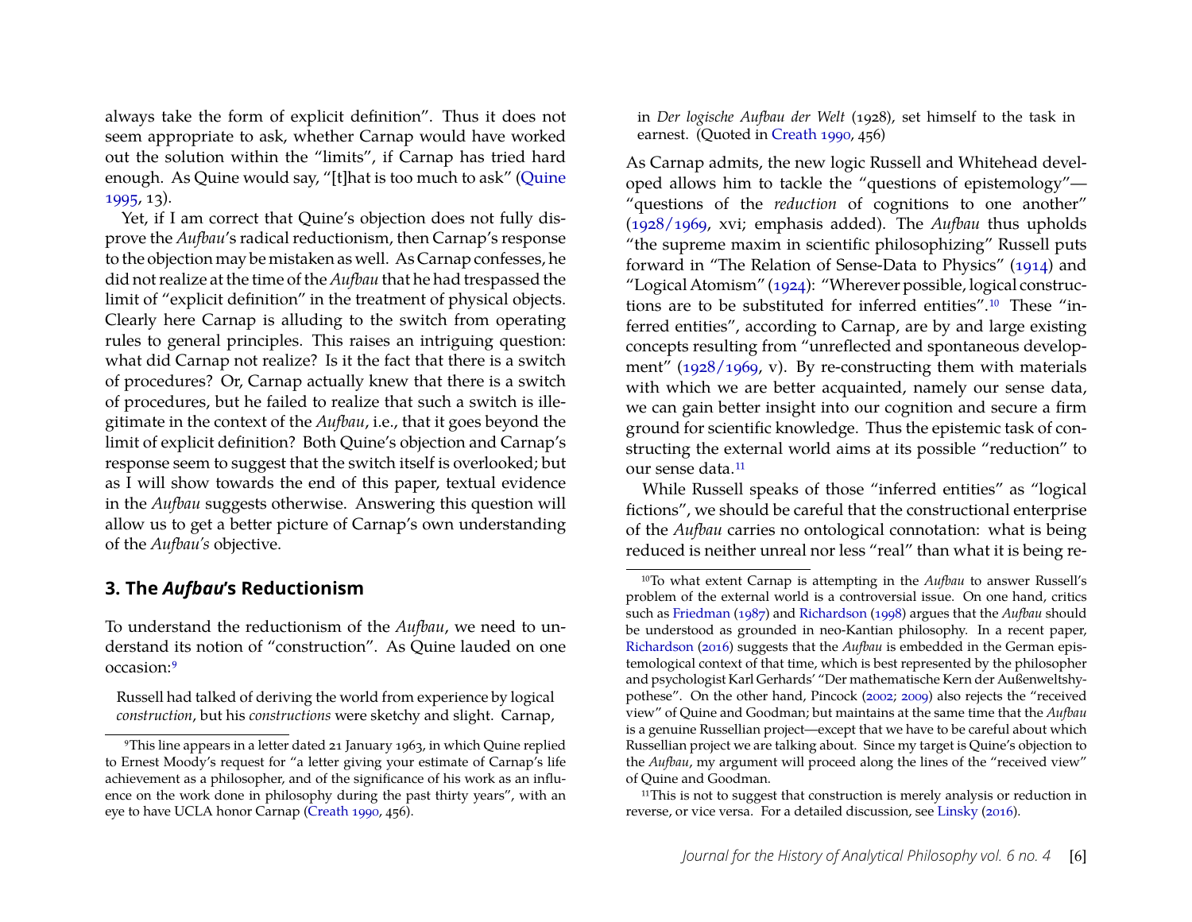always take the form of explicit definition". Thus it does not seem appropriate to ask, whether Carnap would have worked out the solution within the "limits", if Carnap has tried hard enough. As Quine would say, "[t]hat is too much to ask" (Quine 1995, 13).

Yet, if I am correct that Quine's objection does not fully disprove the *Aufbau*'s radical reductionism, then Carnap's response to the objection may be mistaken as well. As Carnap confesses, he did not realize at the time of the *Aufbau* that he had trespassed the limit of "explicit definition" in the treatment of physical objects. Clearly here Carnap is alluding to the switch from operating rules to general principles. This raises an intriguing question: what did Carnap not realize? Is it the fact that there is a switch of procedures? Or, Carnap actually knew that there is a switch of procedures, but he failed to realize that such a switch is illegitimate in the context of the *Aufbau*, i.e., that it goes beyond the limit of explicit definition? Both Quine's objection and Carnap's response seem to suggest that the switch itself is overlooked; but as I will show towards the end of this paper, textual evidence in the *Aufbau* suggests otherwise. Answering this question will allow us to get a better picture of Carnap's own understanding of the *Aufbau's* objective.

## 3. The *Aufbau*'s Reductionism

To understand the reductionism of the *Aufbau*, we need to understand its notion of "construction". As Quine lauded on one occasion:[9]

> Russell had talked of deriving the world from experience by logical *construction*, but his *constructions* were sketchy and slight. Carnap, in *Der logische Aufbau der Welt* (1928), set himself to the task in earnest. (Quoted in Creath 1990, 456)

As Carnap admits, the new logic Russell and Whitehead developed allows him to tackle the "questions of epistemology"—"questions of the *reduction* of cognitions to one another" (1928/1969, xvi; emphasis added). The *Aufbau* thus upholds "the supreme maxim in scientific philosophizing" Russell puts forward in "The Relation of Sense-Data to Physics" (1914) and "Logical Atomism" (1924): "Wherever possible, logical constructions are to be substituted for inferred entities".[10] These "inferred entities", according to Carnap, are by and large existing concepts resulting from "unreflected and spontaneous development" (1928/1969, v). By re-constructing them with materials with which we are better acquainted, namely our sense data, we can gain better insight into our cognition and secure a firm ground for scientific knowledge. Thus the epistemic task of constructing the external world aims at its possible "reduction" to our sense data.[11]

While Russell speaks of those "inferred entities" as "logical fictions", we should be careful that the constructional enterprise of the *Aufbau* carries no ontological connotation: what is being reduced is neither unreal nor less "real" than what it is being re-

---

[9] This line appears in a letter dated 21 January 1963, in which Quine replied to Ernest Moody's request for "a letter giving your estimate of Carnap's life achievement as a philosopher, and of the significance of his work as an influence on the work done in philosophy during the past thirty years", with an eye to have UCLA honor Carnap (Creath 1990, 456).

[10] To what extent Carnap is attempting in the *Aufbau* to answer Russell's problem of the external world is a controversial issue. On one hand, critics such as Friedman (1987) and Richardson (1998) argues that the *Aufbau* should be understood as grounded in neo-Kantian philosophy. In a recent paper, Richardson (2016) suggests that the *Aufbau* is embedded in the German epistemological context of that time, which is best represented by the philosopher and psychologist Karl Gerhards' "Der mathematische Kern der Außenweltshypothese". On the other hand, Pincock (2002; 2009) also rejects the "received view" of Quine and Goodman; but maintains at the same time that the *Aufbau* is a genuine Russellian project—except that we have to be careful about which Russellian project we are talking about. Since my target is Quine's objection to the *Aufbau*, my argument will proceed along the lines of the "received view" of Quine and Goodman.

[11] This is not to suggest that construction is merely analysis or reduction in reverse, or vice versa. For a detailed discussion, see Linsky (2016).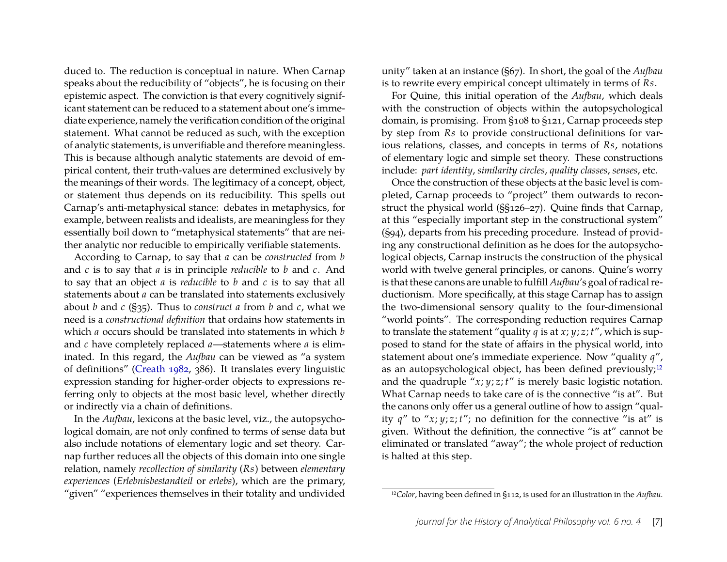duced to. The reduction is conceptual in nature. When Carnap speaks about the reducibility of "objects", he is focusing on their epistemic aspect. The conviction is that every cognitively significant statement can be reduced to a statement about one's immediate experience, namely the verification condition of the original statement. What cannot be reduced as such, with the exception of analytic statements, is unverifiable and therefore meaningless. This is because although analytic statements are devoid of empirical content, their truth-values are determined exclusively by the meanings of their words. The legitimacy of a concept, object, or statement thus depends on its reducibility. This spells out Carnap's anti-metaphysical stance: debates in metaphysics, for example, between realists and idealists, are meaningless for they essentially boil down to "metaphysical statements" that are neither analytic nor reducible to empirically verifiable statements.

According to Carnap, to say that *a* can be *constructed* from *b* and *c* is to say that *a* is in principle *reducible* to *b* and *c*. And to say that an object *a* is *reducible* to *b* and *c* is to say that all statements about *a* can be translated into statements exclusively about *b* and *c* (§35). Thus to *construct a* from *b* and *c*, what we need is a *constructional definition* that ordains how statements in which *a* occurs should be translated into statements in which *b* and *c* have completely replaced *a*—statements where *a* is eliminated. In this regard, the *Aufbau* can be viewed as "a system of definitions" (Creath 1982, 386). It translates every linguistic expression standing for higher-order objects to expressions referring only to objects at the most basic level, whether directly or indirectly via a chain of definitions.

In the *Aufbau*, lexicons at the basic level, viz., the autopsychological domain, are not only confined to terms of sense data but also include notations of elementary logic and set theory. Carnap further reduces all the objects of this domain into one single relation, namely *recollection of similarity* (*Rs*) between *elementary experiences* (*Erlebnisbestandteil* or *erlebs*), which are the primary, "given" "experiences themselves in their totality and undivided unity" taken at an instance (§67). In short, the goal of the *Aufbau* is to rewrite every empirical concept ultimately in terms of *Rs*.

For Quine, this initial operation of the *Aufbau*, which deals with the construction of objects within the autopsychological domain, is promising. From §108 to §121, Carnap proceeds step by step from *Rs* to provide constructional definitions for various relations, classes, and concepts in terms of *Rs*, notations of elementary logic and simple set theory. These constructions include: *part identity*, *similarity circles*, *quality classes*, *senses*, etc.

Once the construction of these objects at the basic level is completed, Carnap proceeds to "project" them outwards to reconstruct the physical world (§§126–27). Quine finds that Carnap, at this "especially important step in the constructional system" (§94), departs from his preceding procedure. Instead of providing any constructional definition as he does for the autopsychological objects, Carnap instructs the construction of the physical world with twelve general principles, or canons. Quine's worry is that these canons are unable to fulfill *Aufbau*'s goal of radical reductionism. More specifically, at this stage Carnap has to assign the two-dimensional sensory quality to the four-dimensional "world points". The corresponding reduction requires Carnap to translate the statement "quality $q$ is at $x; y; z; t$", which is supposed to stand for the state of affairs in the physical world, into statement about one's immediate experience. Now "quality $q$", as an autopsychological object, has been defined previously;[12] and the quadruple "$x; y; z; t$" is merely basic logistic notation. What Carnap needs to take care of is the connective "is at". But the canons only offer us a general outline of how to assign "quality $q$" to "$x; y; z; t$"; no definition for the connective "is at" is given. Without the definition, the connective "is at" cannot be eliminated or translated "away"; the whole project of reduction is halted at this step.

[12] *Color*, having been defined in §112, is used for an illustration in the *Aufbau*.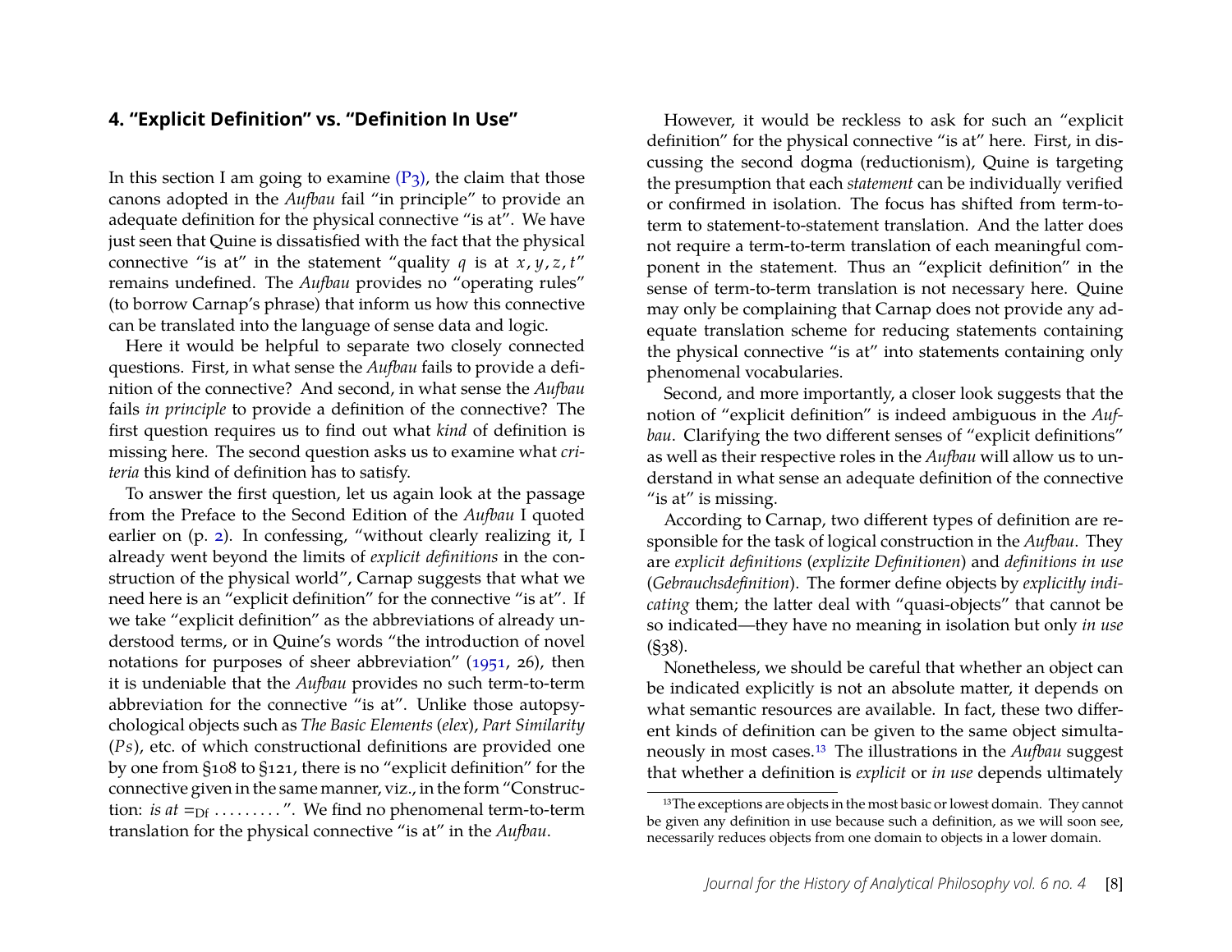## 4. "Explicit Definition" vs. "Definition In Use"

In this section I am going to examine (P3), the claim that those canons adopted in the *Aufbau* fail "in principle" to provide an adequate definition for the physical connective "is at". We have just seen that Quine is dissatisfied with the fact that the physical connective "is at" in the statement "quality $q$ is at $x, y, z, t$" remains undefined. The *Aufbau* provides no "operating rules" (to borrow Carnap's phrase) that inform us how this connective can be translated into the language of sense data and logic.

Here it would be helpful to separate two closely connected questions. First, in what sense the *Aufbau* fails to provide a definition of the connective? And second, in what sense the *Aufbau* fails *in principle* to provide a definition of the connective? The first question requires us to find out what *kind* of definition is missing here. The second question asks us to examine what *criteria* this kind of definition has to satisfy.

To answer the first question, let us again look at the passage from the Preface to the Second Edition of the *Aufbau* I quoted earlier on (p. 2). In confessing, "without clearly realizing it, I already went beyond the limits of *explicit definitions* in the construction of the physical world", Carnap suggests that what we need here is an "explicit definition" for the connective "is at". If we take "explicit definition" as the abbreviations of already understood terms, or in Quine's words "the introduction of novel notations for purposes of sheer abbreviation" (1951, 26), then it is undeniable that the *Aufbau* provides no such term-to-term abbreviation for the connective "is at". Unlike those autopsychological objects such as *The Basic Elements* (*elex*), *Part Similarity* (*Ps*), etc. of which constructional definitions are provided one by one from §108 to §121, there is no "explicit definition" for the connective given in the same manner, viz., in the form "Construction: *is at* $=_{\text{Df}}$ . . . . . . . . . ". We find no phenomenal term-to-term translation for the physical connective "is at" in the *Aufbau*.

However, it would be reckless to ask for such an "explicit definition" for the physical connective "is at" here. First, in discussing the second dogma (reductionism), Quine is targeting the presumption that each *statement* can be individually verified or confirmed in isolation. The focus has shifted from term-to-term to statement-to-statement translation. And the latter does not require a term-to-term translation of each meaningful component in the statement. Thus an "explicit definition" in the sense of term-to-term translation is not necessary here. Quine may only be complaining that Carnap does not provide any adequate translation scheme for reducing statements containing the physical connective "is at" into statements containing only phenomenal vocabularies.

Second, and more importantly, a closer look suggests that the notion of "explicit definition" is indeed ambiguous in the *Aufbau*. Clarifying the two different senses of "explicit definitions" as well as their respective roles in the *Aufbau* will allow us to understand in what sense an adequate definition of the connective "is at" is missing.

According to Carnap, two different types of definition are responsible for the task of logical construction in the *Aufbau*. They are *explicit definitions* (*explizite Definitionen*) and *definitions in use* (*Gebrauchsdefinition*). The former define objects by *explicitly indicating* them; the latter deal with "quasi-objects" that cannot be so indicated—they have no meaning in isolation but only *in use* (§38).

Nonetheless, we should be careful that whether an object can be indicated explicitly is not an absolute matter, it depends on what semantic resources are available. In fact, these two different kinds of definition can be given to the same object simultaneously in most cases.[13] The illustrations in the *Aufbau* suggest that whether a definition is *explicit* or *in use* depends ultimately

[13] The exceptions are objects in the most basic or lowest domain. They cannot be given any definition in use because such a definition, as we will soon see, necessarily reduces objects from one domain to objects in a lower domain.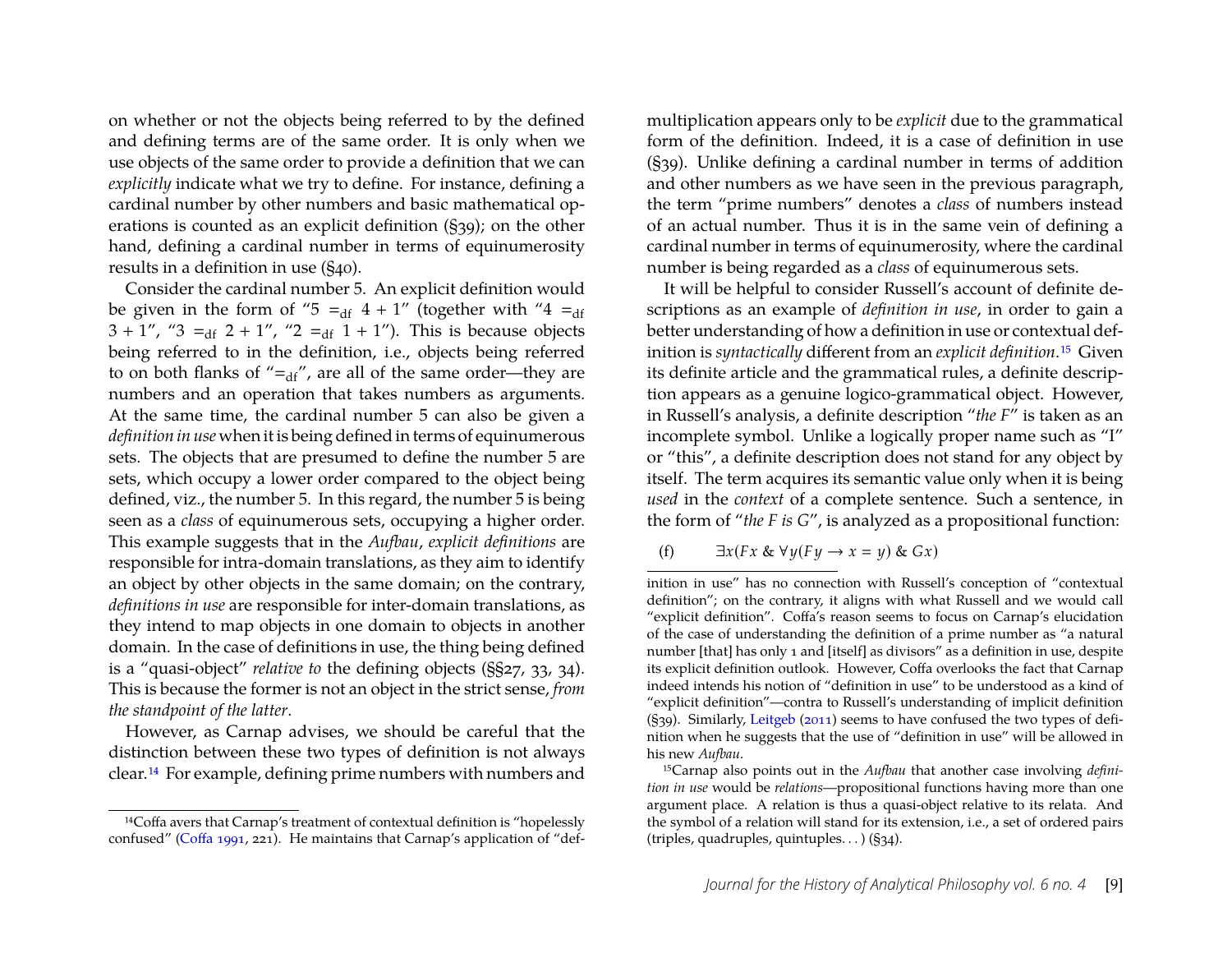on whether or not the objects being referred to by the defined and defining terms are of the same order. It is only when we use objects of the same order to provide a definition that we can *explicitly* indicate what we try to define. For instance, defining a cardinal number by other numbers and basic mathematical operations is counted as an explicit definition (§39); on the other hand, defining a cardinal number in terms of equinumerosity results in a definition in use (§40).

Consider the cardinal number 5. An explicit definition would be given in the form of "$5 =_{df} 4 + 1$" (together with "$4 =_{df} 3 + 1$", "$3 =_{df} 2 + 1$", "$2 =_{df} 1 + 1$"). This is because objects being referred to in the definition, i.e., objects being referred to on both flanks of "$=_{df}$", are all of the same order—they are numbers and an operation that takes numbers as arguments. At the same time, the cardinal number 5 can also be given a *definition in use* when it is being defined in terms of equinumerous sets. The objects that are presumed to define the number 5 are sets, which occupy a lower order compared to the object being defined, viz., the number 5. In this regard, the number 5 is being seen as a *class* of equinumerous sets, occupying a higher order. This example suggests that in the *Aufbau*, *explicit definitions* are responsible for intra-domain translations, as they aim to identify an object by other objects in the same domain; on the contrary, *definitions in use* are responsible for inter-domain translations, as they intend to map objects in one domain to objects in another domain. In the case of definitions in use, the thing being defined is a "quasi-object" *relative to* the defining objects (§§27, 33, 34). This is because the former is not an object in the strict sense, *from the standpoint of the latter*.

However, as Carnap advises, we should be careful that the distinction between these two types of definition is not always clear.[14] For example, defining prime numbers with numbers and multiplication appears only to be *explicit* due to the grammatical form of the definition. Indeed, it is a case of definition in use (§39). Unlike defining a cardinal number in terms of addition and other numbers as we have seen in the previous paragraph, the term "prime numbers" denotes a *class* of numbers instead of an actual number. Thus it is in the same vein of defining a cardinal number in terms of equinumerosity, where the cardinal number is being regarded as a *class* of equinumerous sets.

It will be helpful to consider Russell's account of definite descriptions as an example of *definition in use*, in order to gain a better understanding of how a definition in use or contextual definition is *syntactically* different from an *explicit definition*.[15] Given its definite article and the grammatical rules, a definite description appears as a genuine logico-grammatical object. However, in Russell's analysis, a definite description "*the F*" is taken as an incomplete symbol. Unlike a logically proper name such as "I" or "this", a definite description does not stand for any object by itself. The term acquires its semantic value only when it is being *used* in the *context* of a complete sentence. Such a sentence, in the form of "*the F is G*", is analyzed as a propositional function:

(f) $\exists x(Fx \;\&\; \forall y(Fy \rightarrow x = y) \;\&\; Gx)$

---

[14] Coffa avers that Carnap's treatment of contextual definition is "hopelessly confused" (Coffa 1991, 221). He maintains that Carnap's application of "definition in use" has no connection with Russell's conception of "contextual definition"; on the contrary, it aligns with what Russell and we would call "explicit definition". Coffa's reason seems to focus on Carnap's elucidation of the case of understanding the definition of a prime number as "a natural number [that] has only 1 and [itself] as divisors" as a definition in use, despite its explicit definition outlook. However, Coffa overlooks the fact that Carnap indeed intends his notion of "definition in use" to be understood as a kind of "explicit definition"—contra to Russell's understanding of implicit definition (§39). Similarly, Leitgeb (2011) seems to have confused the two types of definition when he suggests that the use of "definition in use" will be allowed in his new *Aufbau*.

[15] Carnap also points out in the *Aufbau* that another case involving *definition in use* would be *relations*—propositional functions having more than one argument place. A relation is thus a quasi-object relative to its relata. And the symbol of a relation will stand for its extension, i.e., a set of ordered pairs (triples, quadruples, quintuples. . . ) (§34).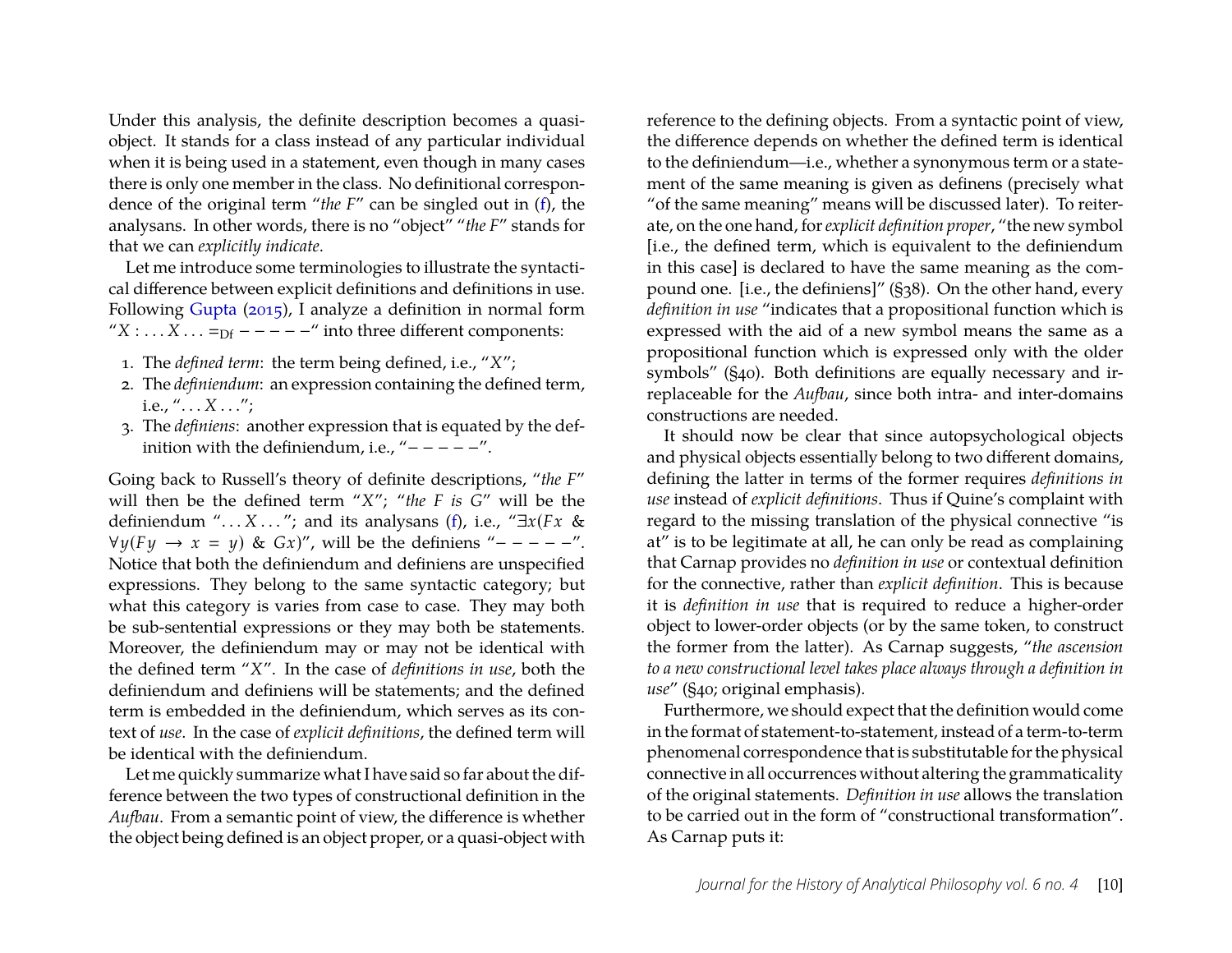Under this analysis, the definite description becomes a quasi-object. It stands for a class instead of any particular individual when it is being used in a statement, even though in many cases there is only one member in the class. No definitional correspondence of the original term "*the F*" can be singled out in (f), the analysans. In other words, there is no "object" "*the F*" stands for that we can *explicitly indicate*.

Let me introduce some terminologies to illustrate the syntactical difference between explicit definitions and definitions in use. Following Gupta (2015), I analyze a definition in normal form "$X : \ldots X \ldots =_{\mathrm{Df}} - - - - -$" into three different components:

1. The *defined term*: the term being defined, i.e., "$X$";
2. The *definiendum*: an expression containing the defined term, i.e., "$\ldots X \ldots$";
3. The *definiens*: another expression that is equated by the definition with the definiendum, i.e., "$- - - - -$".

Going back to Russell's theory of definite descriptions, "*the F*" will then be the defined term "$X$"; "*the F is G*" will be the definiendum "$\ldots X \ldots$"; and its analysans (f), i.e., "$\exists x(Fx \;\&\; \forall y(Fy \rightarrow x = y) \;\&\; Gx)$", will be the definiens "$- - - - -$". Notice that both the definiendum and definiens are unspecified expressions. They belong to the same syntactic category; but what this category is varies from case to case. They may both be sub-sentential expressions or they may both be statements. Moreover, the definiendum may or may not be identical with the defined term "$X$". In the case of *definitions in use*, both the definiendum and definiens will be statements; and the defined term is embedded in the definiendum, which serves as its context of *use*. In the case of *explicit definitions*, the defined term will be identical with the definiendum.

Let me quickly summarize what I have said so far about the difference between the two types of constructional definition in the *Aufbau*. From a semantic point of view, the difference is whether the object being defined is an object proper, or a quasi-object with reference to the defining objects. From a syntactic point of view, the difference depends on whether the defined term is identical to the definiendum—i.e., whether a synonymous term or a statement of the same meaning is given as definens (precisely what "of the same meaning" means will be discussed later). To reiterate, on the one hand, for *explicit definition proper*, "the new symbol [i.e., the defined term, which is equivalent to the definiendum in this case] is declared to have the same meaning as the compound one. [i.e., the definiens]" (§38). On the other hand, every *definition in use* "indicates that a propositional function which is expressed with the aid of a new symbol means the same as a propositional function which is expressed only with the older symbols" (§40). Both definitions are equally necessary and irreplaceable for the *Aufbau*, since both intra- and inter-domains constructions are needed.

It should now be clear that since autopsychological objects and physical objects essentially belong to two different domains, defining the latter in terms of the former requires *definitions in use* instead of *explicit definitions*. Thus if Quine's complaint with regard to the missing translation of the physical connective "is at" is to be legitimate at all, he can only be read as complaining that Carnap provides no *definition in use* or contextual definition for the connective, rather than *explicit definition*. This is because it is *definition in use* that is required to reduce a higher-order object to lower-order objects (or by the same token, to construct the former from the latter). As Carnap suggests, "*the ascension to a new constructional level takes place always through a definition in use*" (§40; original emphasis).

Furthermore, we should expect that the definition would come in the format of statement-to-statement, instead of a term-to-term phenomenal correspondence that is substitutable for the physical connective in all occurrences without altering the grammaticality of the original statements. *Definition in use* allows the translation to be carried out in the form of "constructional transformation". As Carnap puts it: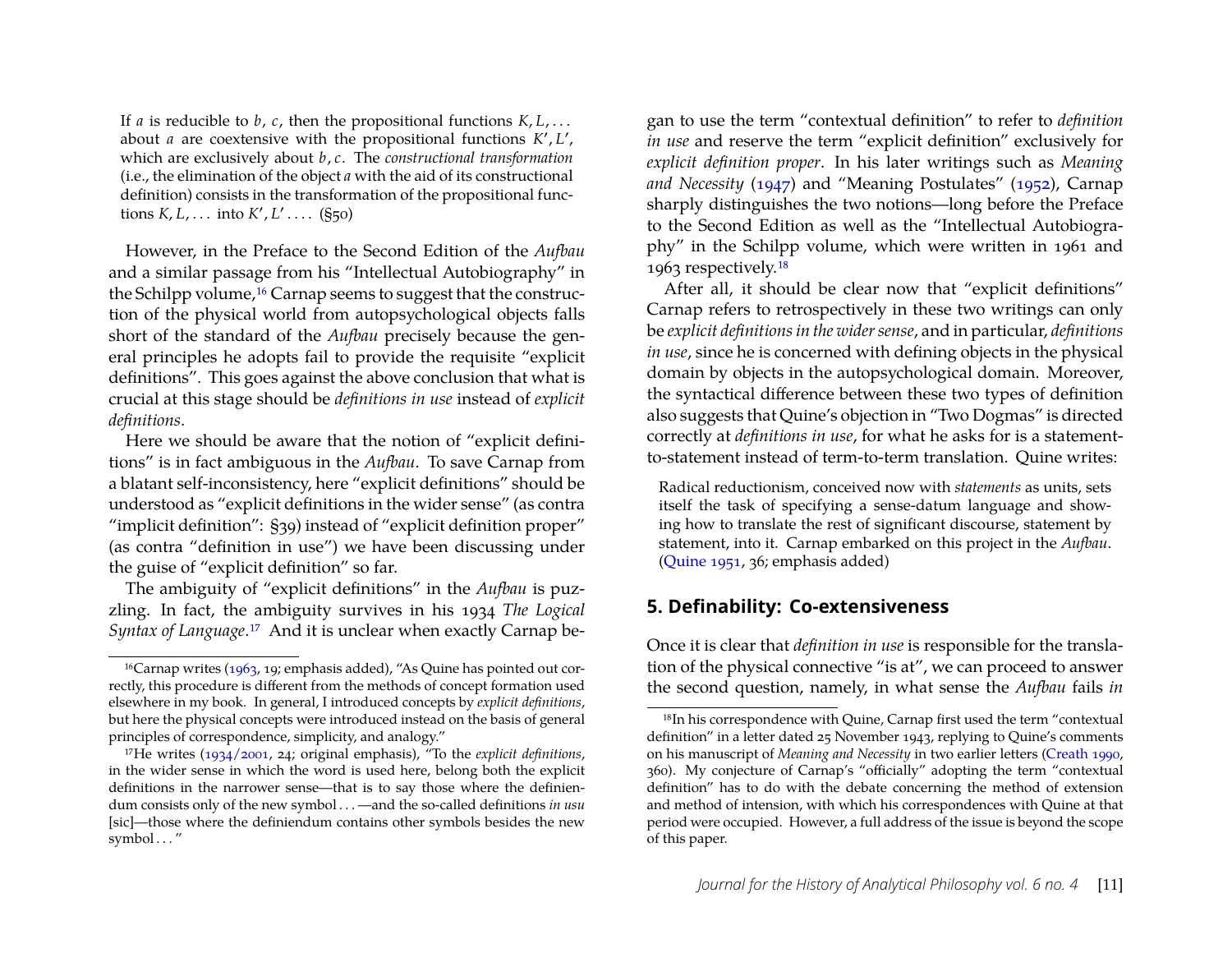> If $a$ is reducible to $b, c$, then the propositional functions $K, L, \ldots$ about $a$ are coextensive with the propositional functions $K', L'$, which are exclusively about $b, c$. The *constructional transformation* (i.e., the elimination of the object $a$ with the aid of its constructional definition) consists in the transformation of the propositional functions $K, L, \ldots$ into $K', L' \ldots$. (§50)

However, in the Preface to the Second Edition of the *Aufbau* and a similar passage from his "Intellectual Autobiography" in the Schilpp volume,[16] Carnap seems to suggest that the construction of the physical world from autopsychological objects falls short of the standard of the *Aufbau* precisely because the general principles he adopts fail to provide the requisite "explicit definitions". This goes against the above conclusion that what is crucial at this stage should be *definitions in use* instead of *explicit definitions*.

Here we should be aware that the notion of "explicit definitions" is in fact ambiguous in the *Aufbau*. To save Carnap from a blatant self-inconsistency, here "explicit definitions" should be understood as "explicit definitions in the wider sense" (as contra "implicit definition": §39) instead of "explicit definition proper" (as contra "definition in use") we have been discussing under the guise of "explicit definition" so far.

The ambiguity of "explicit definitions" in the *Aufbau* is puzzling. In fact, the ambiguity survives in his 1934 *The Logical Syntax of Language*.[17] And it is unclear when exactly Carnap began to use the term "contextual definition" to refer to *definition in use* and reserve the term "explicit definition" exclusively for *explicit definition proper*. In his later writings such as *Meaning and Necessity* (1947) and "Meaning Postulates" (1952), Carnap sharply distinguishes the two notions—long before the Preface to the Second Edition as well as the "Intellectual Autobiography" in the Schilpp volume, which were written in 1961 and 1963 respectively.[18]

After all, it should be clear now that "explicit definitions" Carnap refers to retrospectively in these two writings can only be *explicit definitions in the wider sense*, and in particular, *definitions in use*, since he is concerned with defining objects in the physical domain by objects in the autopsychological domain. Moreover, the syntactical difference between these two types of definition also suggests that Quine's objection in "Two Dogmas" is directed correctly at *definitions in use*, for what he asks for is a statement-to-statement instead of term-to-term translation. Quine writes:

> Radical reductionism, conceived now with *statements* as units, sets itself the task of specifying a sense-datum language and showing how to translate the rest of significant discourse, statement by statement, into it. Carnap embarked on this project in the *Aufbau*. (Quine 1951, 36; emphasis added)

## 5. Definability: Co-extensiveness

Once it is clear that *definition in use* is responsible for the translation of the physical connective "is at", we can proceed to answer the second question, namely, in what sense the *Aufbau* fails *in*

---

[16] Carnap writes (1963, 19; emphasis added), "As Quine has pointed out correctly, this procedure is different from the methods of concept formation used elsewhere in my book. In general, I introduced concepts by *explicit definitions*, but here the physical concepts were introduced instead on the basis of general principles of correspondence, simplicity, and analogy."

[17] He writes (1934/2001, 24; original emphasis), "To the *explicit definitions*, in the wider sense in which the word is used here, belong both the explicit definitions in the narrower sense—that is to say those where the definiendum consists only of the new symbol . . . —and the so-called definitions *in usu* [sic]—those where the definiendum contains other symbols besides the new symbol . . . "

[18] In his correspondence with Quine, Carnap first used the term "contextual definition" in a letter dated 25 November 1943, replying to Quine's comments on his manuscript of *Meaning and Necessity* in two earlier letters (Creath 1990, 360). My conjecture of Carnap's "officially" adopting the term "contextual definition" has to do with the debate concerning the method of extension and method of intension, with which his correspondences with Quine at that period were occupied. However, a full address of the issue is beyond the scope of this paper.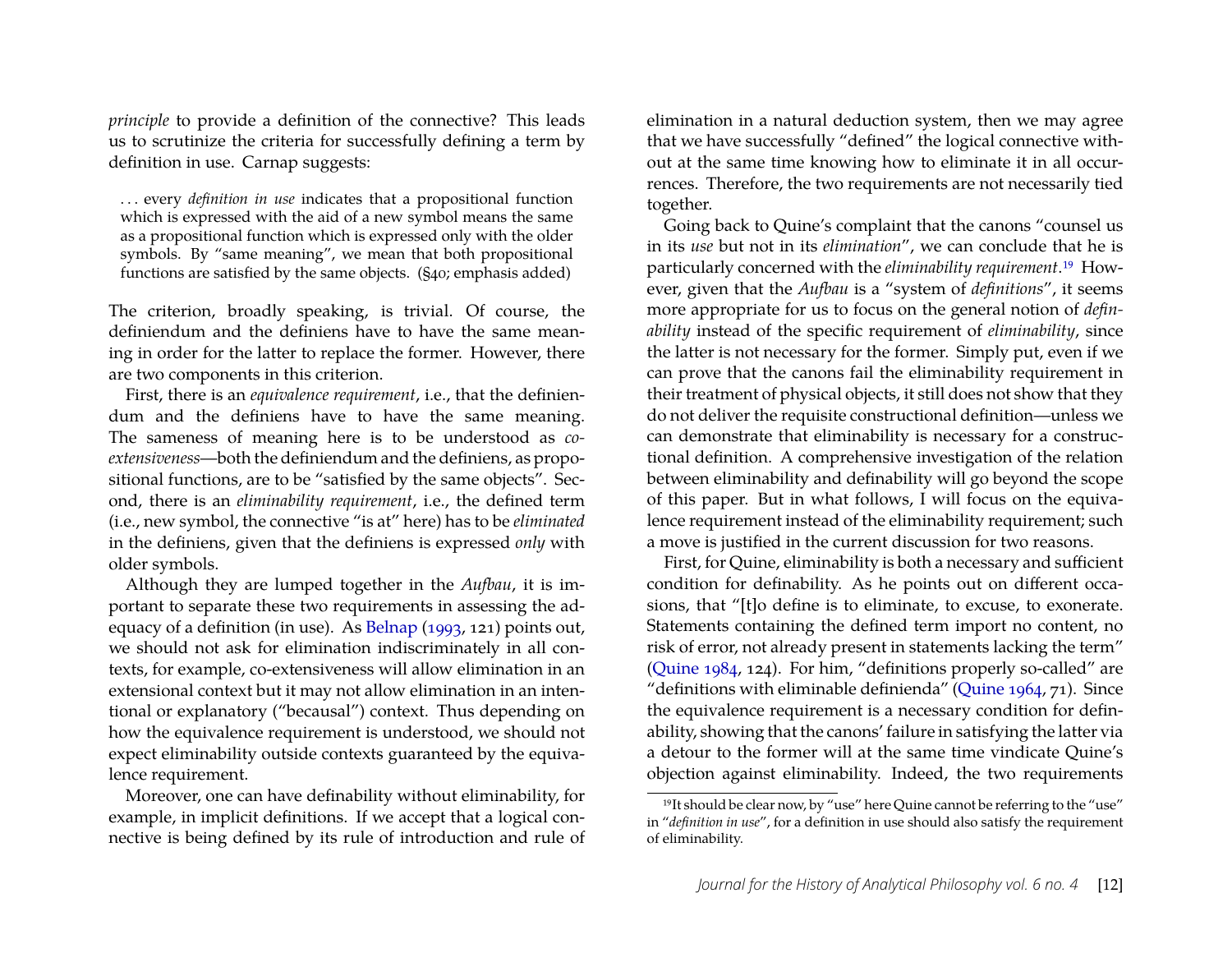*principle* to provide a definition of the connective? This leads us to scrutinize the criteria for successfully defining a term by definition in use. Carnap suggests:

> . . . every *definition in use* indicates that a propositional function which is expressed with the aid of a new symbol means the same as a propositional function which is expressed only with the older symbols. By "same meaning", we mean that both propositional functions are satisfied by the same objects. (§40; emphasis added)

The criterion, broadly speaking, is trivial. Of course, the definiendum and the definiens have to have the same meaning in order for the latter to replace the former. However, there are two components in this criterion.

First, there is an *equivalence requirement*, i.e., that the definiendum and the definiens have to have the same meaning. The sameness of meaning here is to be understood as *co-extensiveness*—both the definiendum and the definiens, as propositional functions, are to be "satisfied by the same objects". Second, there is an *eliminability requirement*, i.e., the defined term (i.e., new symbol, the connective "is at" here) has to be *eliminated* in the definiens, given that the definiens is expressed *only* with older symbols.

Although they are lumped together in the *Aufbau*, it is important to separate these two requirements in assessing the adequacy of a definition (in use). As Belnap (1993, 121) points out, we should not ask for elimination indiscriminately in all contexts, for example, co-extensiveness will allow elimination in an extensional context but it may not allow elimination in an intentional or explanatory ("becausal") context. Thus depending on how the equivalence requirement is understood, we should not expect eliminability outside contexts guaranteed by the equivalence requirement.

Moreover, one can have definability without eliminability, for example, in implicit definitions. If we accept that a logical connective is being defined by its rule of introduction and rule of elimination in a natural deduction system, then we may agree that we have successfully "defined" the logical connective without at the same time knowing how to eliminate it in all occurrences. Therefore, the two requirements are not necessarily tied together.

Going back to Quine's complaint that the canons "counsel us in its *use* but not in its *elimination*", we can conclude that he is particularly concerned with the *eliminability requirement*.[19] However, given that the *Aufbau* is a "system of *definitions*", it seems more appropriate for us to focus on the general notion of *definability* instead of the specific requirement of *eliminability*, since the latter is not necessary for the former. Simply put, even if we can prove that the canons fail the eliminability requirement in their treatment of physical objects, it still does not show that they do not deliver the requisite constructional definition—unless we can demonstrate that eliminability is necessary for a constructional definition. A comprehensive investigation of the relation between eliminability and definability will go beyond the scope of this paper. But in what follows, I will focus on the equivalence requirement instead of the eliminability requirement; such a move is justified in the current discussion for two reasons.

First, for Quine, eliminability is both a necessary and sufficient condition for definability. As he points out on different occasions, that "[t]o define is to eliminate, to excuse, to exonerate. Statements containing the defined term import no content, no risk of error, not already present in statements lacking the term" (Quine 1984, 124). For him, "definitions properly so-called" are "definitions with eliminable definienda" (Quine 1964, 71). Since the equivalence requirement is a necessary condition for definability, showing that the canons' failure in satisfying the latter via a detour to the former will at the same time vindicate Quine's objection against eliminability. Indeed, the two requirements

[19] It should be clear now, by "use" here Quine cannot be referring to the "use" in "*definition in use*", for a definition in use should also satisfy the requirement of eliminability.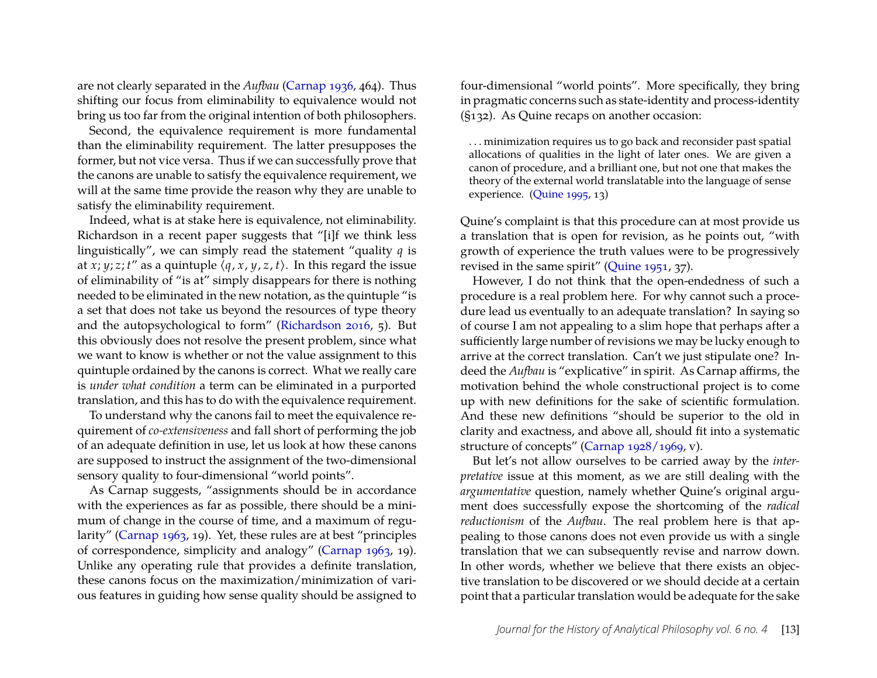are not clearly separated in the *Aufbau* (Carnap 1936, 464). Thus shifting our focus from eliminability to equivalence would not bring us too far from the original intention of both philosophers.

Second, the equivalence requirement is more fundamental than the eliminability requirement. The latter presupposes the former, but not vice versa. Thus if we can successfully prove that the canons are unable to satisfy the equivalence requirement, we will at the same time provide the reason why they are unable to satisfy the eliminability requirement.

Indeed, what is at stake here is equivalence, not eliminability. Richardson in a recent paper suggests that "[i]f we think less linguistically", we can simply read the statement "quality $q$ is at $x; y; z; t$" as a quintuple $\langle q, x, y, z, t \rangle$. In this regard the issue of eliminability of "is at" simply disappears for there is nothing needed to be eliminated in the new notation, as the quintuple "is a set that does not take us beyond the resources of type theory and the autopsychological to form" (Richardson 2016, 5). But this obviously does not resolve the present problem, since what we want to know is whether or not the value assignment to this quintuple ordained by the canons is correct. What we really care is *under what condition* a term can be eliminated in a purported translation, and this has to do with the equivalence requirement.

To understand why the canons fail to meet the equivalence requirement of *co-extensiveness* and fall short of performing the job of an adequate definition in use, let us look at how these canons are supposed to instruct the assignment of the two-dimensional sensory quality to four-dimensional "world points".

As Carnap suggests, "assignments should be in accordance with the experiences as far as possible, there should be a minimum of change in the course of time, and a maximum of regularity" (Carnap 1963, 19). Yet, these rules are at best "principles of correspondence, simplicity and analogy" (Carnap 1963, 19). Unlike any operating rule that provides a definite translation, these canons focus on the maximization/minimization of various features in guiding how sense quality should be assigned to four-dimensional "world points". More specifically, they bring in pragmatic concerns such as state-identity and process-identity (§132). As Quine recaps on another occasion:

> . . . minimization requires us to go back and reconsider past spatial allocations of qualities in the light of later ones. We are given a canon of procedure, and a brilliant one, but not one that makes the theory of the external world translatable into the language of sense experience. (Quine 1995, 13)

Quine's complaint is that this procedure can at most provide us a translation that is open for revision, as he points out, "with growth of experience the truth values were to be progressively revised in the same spirit" (Quine 1951, 37).

However, I do not think that the open-endedness of such a procedure is a real problem here. For why cannot such a procedure lead us eventually to an adequate translation? In saying so of course I am not appealing to a slim hope that perhaps after a sufficiently large number of revisions we may be lucky enough to arrive at the correct translation. Can't we just stipulate one? Indeed the *Aufbau* is "explicative" in spirit. As Carnap affirms, the motivation behind the whole constructional project is to come up with new definitions for the sake of scientific formulation. And these new definitions "should be superior to the old in clarity and exactness, and above all, should fit into a systematic structure of concepts" (Carnap 1928/1969, v).

But let's not allow ourselves to be carried away by the *interpretative* issue at this moment, as we are still dealing with the *argumentative* question, namely whether Quine's original argument does successfully expose the shortcoming of the *radical reductionism* of the *Aufbau*. The real problem here is that appealing to those canons does not even provide us with a single translation that we can subsequently revise and narrow down. In other words, whether we believe that there exists an objective translation to be discovered or we should decide at a certain point that a particular translation would be adequate for the sake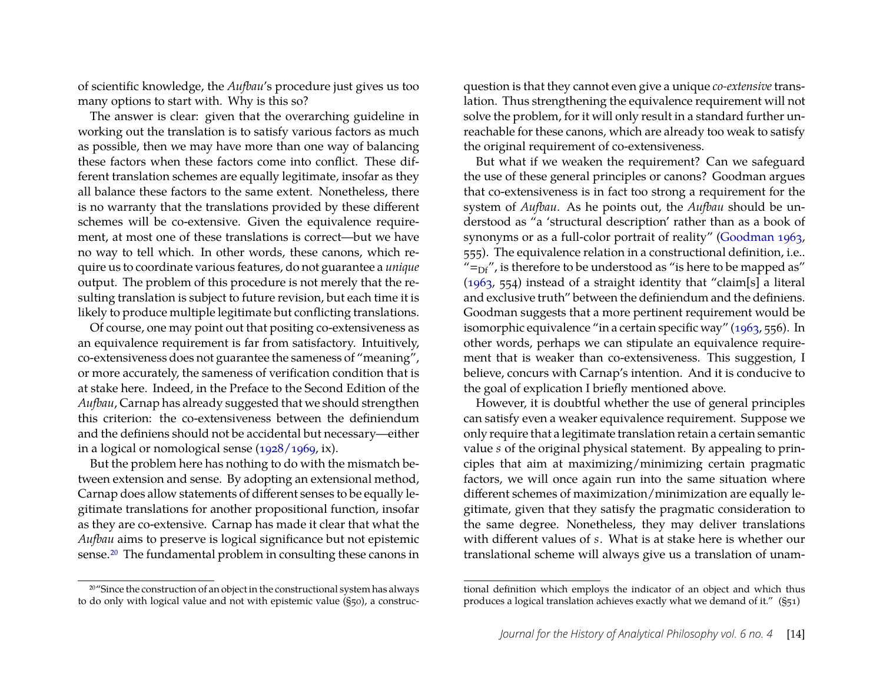of scientific knowledge, the *Aufbau*'s procedure just gives us too many options to start with. Why is this so?

The answer is clear: given that the overarching guideline in working out the translation is to satisfy various factors as much as possible, then we may have more than one way of balancing these factors when these factors come into conflict. These different translation schemes are equally legitimate, insofar as they all balance these factors to the same extent. Nonetheless, there is no warranty that the translations provided by these different schemes will be co-extensive. Given the equivalence requirement, at most one of these translations is correct—but we have no way to tell which. In other words, these canons, which require us to coordinate various features, do not guarantee a *unique* output. The problem of this procedure is not merely that the resulting translation is subject to future revision, but each time it is likely to produce multiple legitimate but conflicting translations.

Of course, one may point out that positing co-extensiveness as an equivalence requirement is far from satisfactory. Intuitively, co-extensiveness does not guarantee the sameness of "meaning", or more accurately, the sameness of verification condition that is at stake here. Indeed, in the Preface to the Second Edition of the *Aufbau*, Carnap has already suggested that we should strengthen this criterion: the co-extensiveness between the definiendum and the definiens should not be accidental but necessary—either in a logical or nomological sense (1928/1969, ix).

But the problem here has nothing to do with the mismatch between extension and sense. By adopting an extensional method, Carnap does allow statements of different senses to be equally legitimate translations for another propositional function, insofar as they are co-extensive. Carnap has made it clear that what the *Aufbau* aims to preserve is logical significance but not epistemic sense.[20] The fundamental problem in consulting these canons in question is that they cannot even give a unique *co-extensive* translation. Thus strengthening the equivalence requirement will not solve the problem, for it will only result in a standard further unreachable for these canons, which are already too weak to satisfy the original requirement of co-extensiveness.

But what if we weaken the requirement? Can we safeguard the use of these general principles or canons? Goodman argues that co-extensiveness is in fact too strong a requirement for the system of *Aufbau*. As he points out, the *Aufbau* should be understood as "a 'structural description' rather than as a book of synonyms or as a full-color portrait of reality" (Goodman 1963, 555). The equivalence relation in a constructional definition, i.e.. "$=_{Df}$", is therefore to be understood as "is here to be mapped as" (1963, 554) instead of a straight identity that "claim[s] a literal and exclusive truth" between the definiendum and the definiens. Goodman suggests that a more pertinent requirement would be isomorphic equivalence "in a certain specific way" (1963, 556). In other words, perhaps we can stipulate an equivalence requirement that is weaker than co-extensiveness. This suggestion, I believe, concurs with Carnap's intention. And it is conducive to the goal of explication I briefly mentioned above.

However, it is doubtful whether the use of general principles can satisfy even a weaker equivalence requirement. Suppose we only require that a legitimate translation retain a certain semantic value $s$ of the original physical statement. By appealing to principles that aim at maximizing/minimizing certain pragmatic factors, we will once again run into the same situation where different schemes of maximization/minimization are equally legitimate, given that they satisfy the pragmatic consideration to the same degree. Nonetheless, they may deliver translations with different values of $s$. What is at stake here is whether our translational scheme will always give us a translation of unam-

[20] "Since the construction of an object in the constructional system has always to do only with logical value and not with epistemic value (§50), a constructional definition which employs the indicator of an object and which thus produces a logical translation achieves exactly what we demand of it." (§51)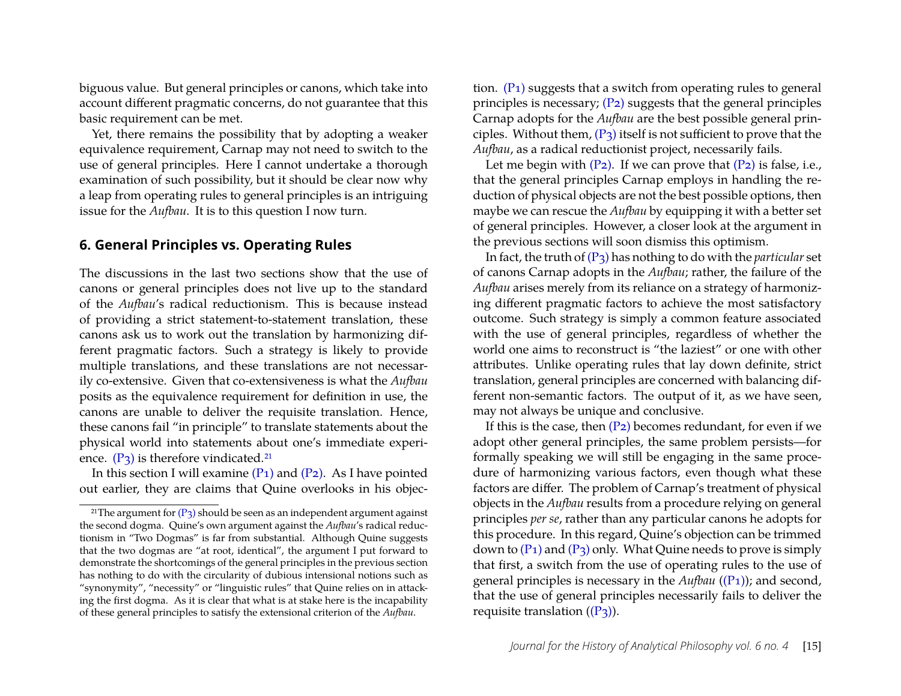biguous value. But general principles or canons, which take into account different pragmatic concerns, do not guarantee that this basic requirement can be met.

Yet, there remains the possibility that by adopting a weaker equivalence requirement, Carnap may not need to switch to the use of general principles. Here I cannot undertake a thorough examination of such possibility, but it should be clear now why a leap from operating rules to general principles is an intriguing issue for the *Aufbau*. It is to this question I now turn.

## 6. General Principles vs. Operating Rules

The discussions in the last two sections show that the use of canons or general principles does not live up to the standard of the *Aufbau*'s radical reductionism. This is because instead of providing a strict statement-to-statement translation, these canons ask us to work out the translation by harmonizing different pragmatic factors. Such a strategy is likely to provide multiple translations, and these translations are not necessarily co-extensive. Given that co-extensiveness is what the *Aufbau* posits as the equivalence requirement for definition in use, the canons are unable to deliver the requisite translation. Hence, these canons fail "in principle" to translate statements about the physical world into statements about one's immediate experience. (P3) is therefore vindicated.[21]

In this section I will examine (P1) and (P2). As I have pointed out earlier, they are claims that Quine overlooks in his objection. (P1) suggests that a switch from operating rules to general principles is necessary; (P2) suggests that the general principles Carnap adopts for the *Aufbau* are the best possible general principles. Without them, (P3) itself is not sufficient to prove that the *Aufbau*, as a radical reductionist project, necessarily fails.

Let me begin with (P2). If we can prove that (P2) is false, i.e., that the general principles Carnap employs in handling the reduction of physical objects are not the best possible options, then maybe we can rescue the *Aufbau* by equipping it with a better set of general principles. However, a closer look at the argument in the previous sections will soon dismiss this optimism.

In fact, the truth of (P3) has nothing to do with the *particular* set of canons Carnap adopts in the *Aufbau*; rather, the failure of the *Aufbau* arises merely from its reliance on a strategy of harmonizing different pragmatic factors to achieve the most satisfactory outcome. Such strategy is simply a common feature associated with the use of general principles, regardless of whether the world one aims to reconstruct is "the laziest" or one with other attributes. Unlike operating rules that lay down definite, strict translation, general principles are concerned with balancing different non-semantic factors. The output of it, as we have seen, may not always be unique and conclusive.

If this is the case, then (P2) becomes redundant, for even if we adopt other general principles, the same problem persists—for formally speaking we will still be engaging in the same procedure of harmonizing various factors, even though what these factors are differ. The problem of Carnap's treatment of physical objects in the *Aufbau* results from a procedure relying on general principles *per se*, rather than any particular canons he adopts for this procedure. In this regard, Quine's objection can be trimmed down to (P1) and (P3) only. What Quine needs to prove is simply that first, a switch from the use of operating rules to the use of general principles is necessary in the *Aufbau* ((P1)); and second, that the use of general principles necessarily fails to deliver the requisite translation ((P3)).

[21] The argument for (P3) should be seen as an independent argument against the second dogma. Quine's own argument against the *Aufbau*'s radical reductionism in "Two Dogmas" is far from substantial. Although Quine suggests that the two dogmas are "at root, identical", the argument I put forward to demonstrate the shortcomings of the general principles in the previous section has nothing to do with the circularity of dubious intensional notions such as "synonymity", "necessity" or "linguistic rules" that Quine relies on in attacking the first dogma. As it is clear that what is at stake here is the incapability of these general principles to satisfy the extensional criterion of the *Aufbau*.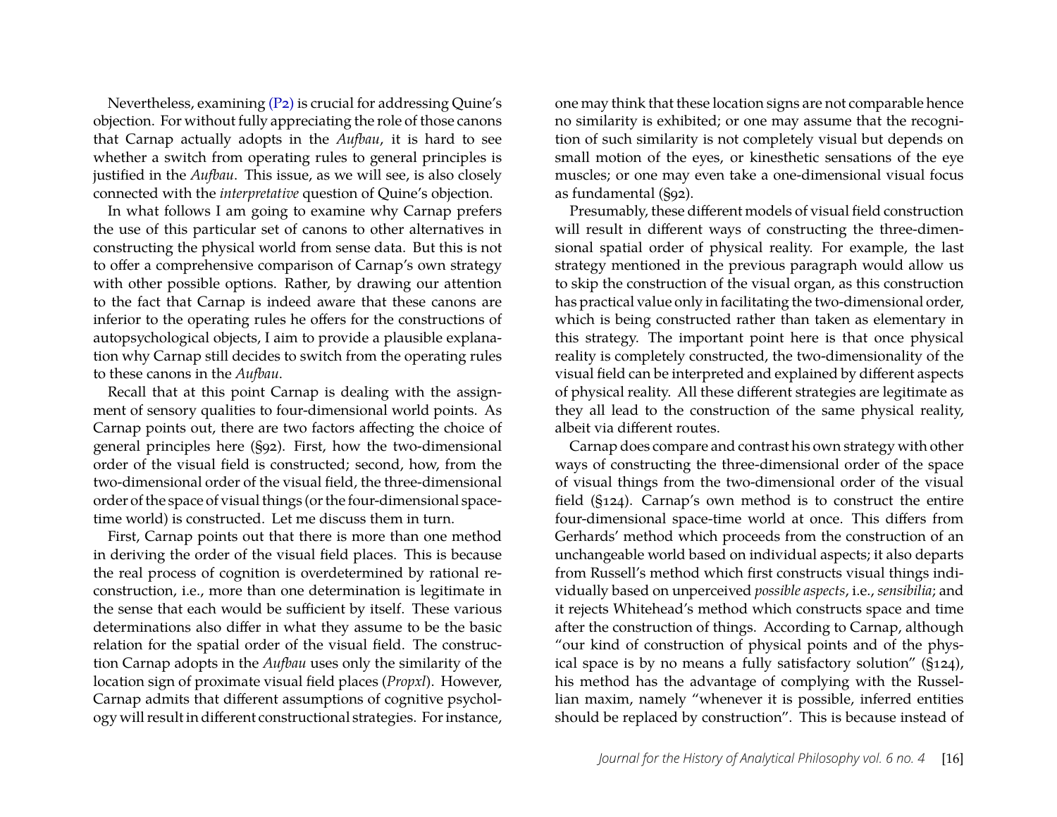Nevertheless, examining (P2) is crucial for addressing Quine's objection. For without fully appreciating the role of those canons that Carnap actually adopts in the *Aufbau*, it is hard to see whether a switch from operating rules to general principles is justified in the *Aufbau*. This issue, as we will see, is also closely connected with the *interpretative* question of Quine's objection.

In what follows I am going to examine why Carnap prefers the use of this particular set of canons to other alternatives in constructing the physical world from sense data. But this is not to offer a comprehensive comparison of Carnap's own strategy with other possible options. Rather, by drawing our attention to the fact that Carnap is indeed aware that these canons are inferior to the operating rules he offers for the constructions of autopsychological objects, I aim to provide a plausible explanation why Carnap still decides to switch from the operating rules to these canons in the *Aufbau*.

Recall that at this point Carnap is dealing with the assignment of sensory qualities to four-dimensional world points. As Carnap points out, there are two factors affecting the choice of general principles here (§92). First, how the two-dimensional order of the visual field is constructed; second, how, from the two-dimensional order of the visual field, the three-dimensional order of the space of visual things (or the four-dimensional space-time world) is constructed. Let me discuss them in turn.

First, Carnap points out that there is more than one method in deriving the order of the visual field places. This is because the real process of cognition is overdetermined by rational reconstruction, i.e., more than one determination is legitimate in the sense that each would be sufficient by itself. These various determinations also differ in what they assume to be the basic relation for the spatial order of the visual field. The construction Carnap adopts in the *Aufbau* uses only the similarity of the location sign of proximate visual field places (*Propxl*). However, Carnap admits that different assumptions of cognitive psychology will result in different constructional strategies. For instance, one may think that these location signs are not comparable hence no similarity is exhibited; or one may assume that the recognition of such similarity is not completely visual but depends on small motion of the eyes, or kinesthetic sensations of the eye muscles; or one may even take a one-dimensional visual focus as fundamental (§92).

Presumably, these different models of visual field construction will result in different ways of constructing the three-dimensional spatial order of physical reality. For example, the last strategy mentioned in the previous paragraph would allow us to skip the construction of the visual organ, as this construction has practical value only in facilitating the two-dimensional order, which is being constructed rather than taken as elementary in this strategy. The important point here is that once physical reality is completely constructed, the two-dimensionality of the visual field can be interpreted and explained by different aspects of physical reality. All these different strategies are legitimate as they all lead to the construction of the same physical reality, albeit via different routes.

Carnap does compare and contrast his own strategy with other ways of constructing the three-dimensional order of the space of visual things from the two-dimensional order of the visual field (§124). Carnap's own method is to construct the entire four-dimensional space-time world at once. This differs from Gerhards' method which proceeds from the construction of an unchangeable world based on individual aspects; it also departs from Russell's method which first constructs visual things individually based on unperceived *possible aspects*, i.e., *sensibilia*; and it rejects Whitehead's method which constructs space and time after the construction of things. According to Carnap, although "our kind of construction of physical points and of the physical space is by no means a fully satisfactory solution" (§124), his method has the advantage of complying with the Russellian maxim, namely "whenever it is possible, inferred entities should be replaced by construction". This is because instead of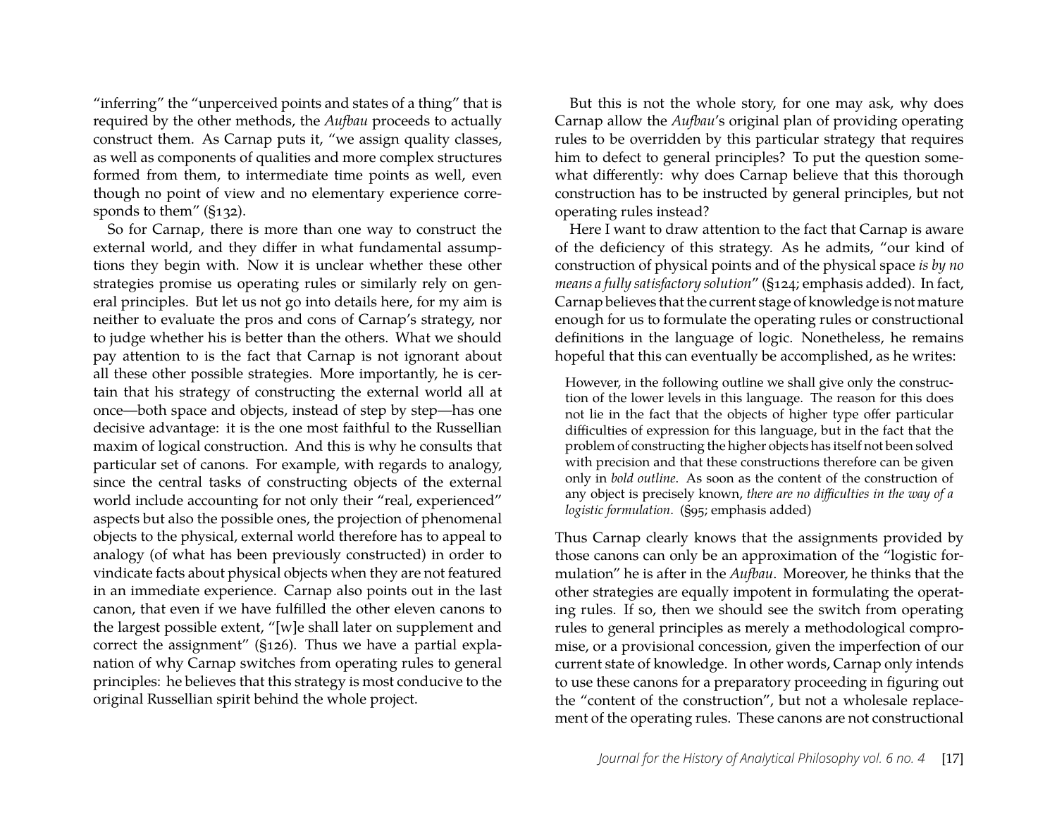"inferring" the "unperceived points and states of a thing" that is required by the other methods, the *Aufbau* proceeds to actually construct them. As Carnap puts it, "we assign quality classes, as well as components of qualities and more complex structures formed from them, to intermediate time points as well, even though no point of view and no elementary experience corresponds to them" (§132).

So for Carnap, there is more than one way to construct the external world, and they differ in what fundamental assumptions they begin with. Now it is unclear whether these other strategies promise us operating rules or similarly rely on general principles. But let us not go into details here, for my aim is neither to evaluate the pros and cons of Carnap's strategy, nor to judge whether his is better than the others. What we should pay attention to is the fact that Carnap is not ignorant about all these other possible strategies. More importantly, he is certain that his strategy of constructing the external world all at once—both space and objects, instead of step by step—has one decisive advantage: it is the one most faithful to the Russellian maxim of logical construction. And this is why he consults that particular set of canons. For example, with regards to analogy, since the central tasks of constructing objects of the external world include accounting for not only their "real, experienced" aspects but also the possible ones, the projection of phenomenal objects to the physical, external world therefore has to appeal to analogy (of what has been previously constructed) in order to vindicate facts about physical objects when they are not featured in an immediate experience. Carnap also points out in the last canon, that even if we have fulfilled the other eleven canons to the largest possible extent, "[w]e shall later on supplement and correct the assignment" (§126). Thus we have a partial explanation of why Carnap switches from operating rules to general principles: he believes that this strategy is most conducive to the original Russellian spirit behind the whole project.

But this is not the whole story, for one may ask, why does Carnap allow the *Aufbau*'s original plan of providing operating rules to be overridden by this particular strategy that requires him to defect to general principles? To put the question somewhat differently: why does Carnap believe that this thorough construction has to be instructed by general principles, but not operating rules instead?

Here I want to draw attention to the fact that Carnap is aware of the deficiency of this strategy. As he admits, "our kind of construction of physical points and of the physical space *is by no means a fully satisfactory solution*" (§124; emphasis added). In fact, Carnap believes that the current stage of knowledge is not mature enough for us to formulate the operating rules or constructional definitions in the language of logic. Nonetheless, he remains hopeful that this can eventually be accomplished, as he writes:

> However, in the following outline we shall give only the construction of the lower levels in this language. The reason for this does not lie in the fact that the objects of higher type offer particular difficulties of expression for this language, but in the fact that the problem of constructing the higher objects has itself not been solved with precision and that these constructions therefore can be given only in *bold outline*. As soon as the content of the construction of any object is precisely known, *there are no difficulties in the way of a logistic formulation*. (§95; emphasis added)

Thus Carnap clearly knows that the assignments provided by those canons can only be an approximation of the "logistic formulation" he is after in the *Aufbau*. Moreover, he thinks that the other strategies are equally impotent in formulating the operating rules. If so, then we should see the switch from operating rules to general principles as merely a methodological compromise, or a provisional concession, given the imperfection of our current state of knowledge. In other words, Carnap only intends to use these canons for a preparatory proceeding in figuring out the "content of the construction", but not a wholesale replacement of the operating rules. These canons are not constructional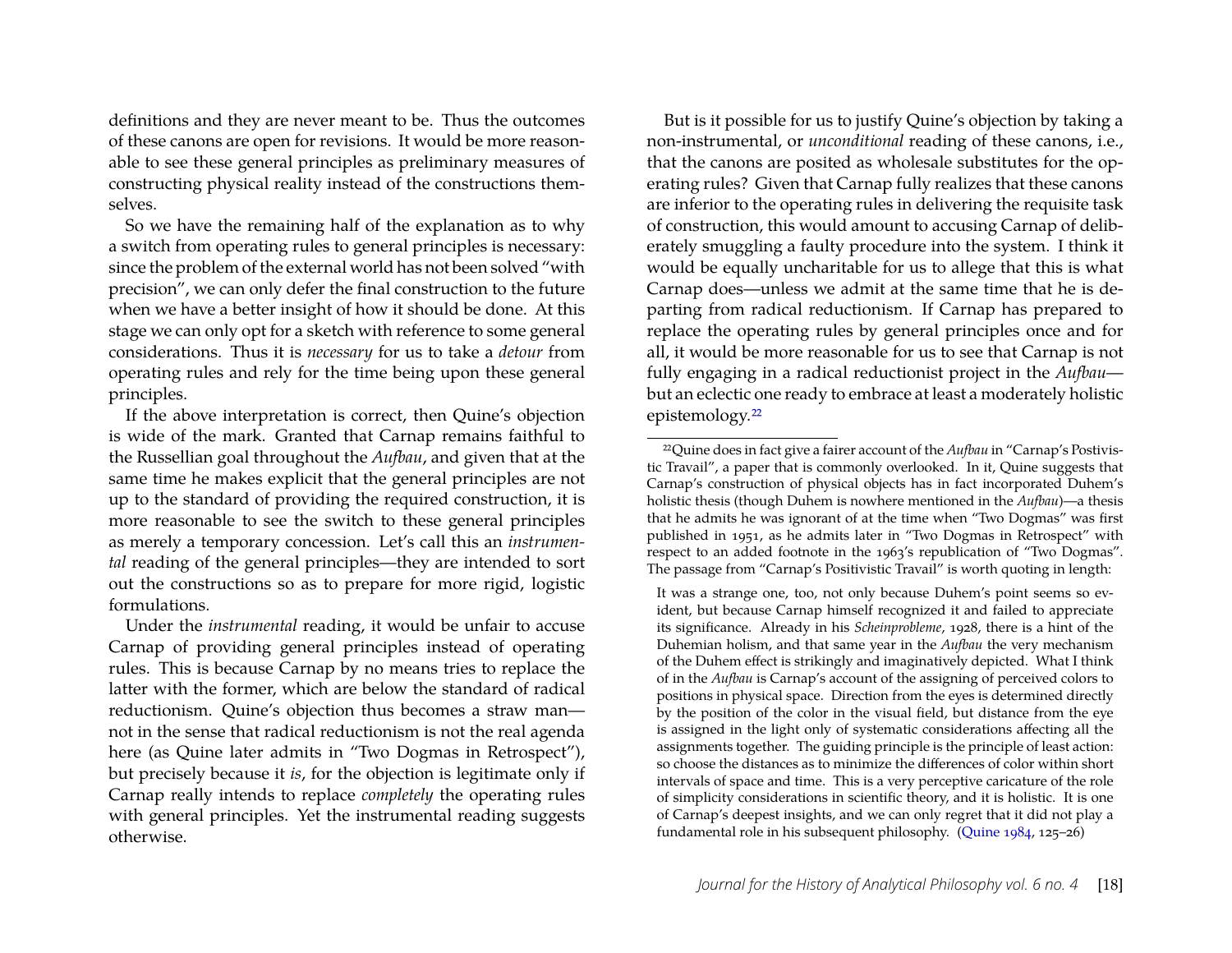definitions and they are never meant to be. Thus the outcomes of these canons are open for revisions. It would be more reasonable to see these general principles as preliminary measures of constructing physical reality instead of the constructions themselves.

So we have the remaining half of the explanation as to why a switch from operating rules to general principles is necessary: since the problem of the external world has not been solved "with precision", we can only defer the final construction to the future when we have a better insight of how it should be done. At this stage we can only opt for a sketch with reference to some general considerations. Thus it is *necessary* for us to take a *detour* from operating rules and rely for the time being upon these general principles.

If the above interpretation is correct, then Quine's objection is wide of the mark. Granted that Carnap remains faithful to the Russellian goal throughout the *Aufbau*, and given that at the same time he makes explicit that the general principles are not up to the standard of providing the required construction, it is more reasonable to see the switch to these general principles as merely a temporary concession. Let's call this an *instrumental* reading of the general principles—they are intended to sort out the constructions so as to prepare for more rigid, logistic formulations.

Under the *instrumental* reading, it would be unfair to accuse Carnap of providing general principles instead of operating rules. This is because Carnap by no means tries to replace the latter with the former, which are below the standard of radical reductionism. Quine's objection thus becomes a straw man—not in the sense that radical reductionism is not the real agenda here (as Quine later admits in "Two Dogmas in Retrospect"), but precisely because it *is*, for the objection is legitimate only if Carnap really intends to replace *completely* the operating rules with general principles. Yet the instrumental reading suggests otherwise.

But is it possible for us to justify Quine's objection by taking a non-instrumental, or *unconditional* reading of these canons, i.e., that the canons are posited as wholesale substitutes for the operating rules? Given that Carnap fully realizes that these canons are inferior to the operating rules in delivering the requisite task of construction, this would amount to accusing Carnap of deliberately smuggling a faulty procedure into the system. I think it would be equally uncharitable for us to allege that this is what Carnap does—unless we admit at the same time that he is departing from radical reductionism. If Carnap has prepared to replace the operating rules by general principles once and for all, it would be more reasonable for us to see that Carnap is not fully engaging in a radical reductionist project in the *Aufbau*—but an eclectic one ready to embrace at least a moderately holistic epistemology.[22]

[22] Quine does in fact give a fairer account of the *Aufbau* in "Carnap's Postivistic Travail", a paper that is commonly overlooked. In it, Quine suggests that Carnap's construction of physical objects has in fact incorporated Duhem's holistic thesis (though Duhem is nowhere mentioned in the *Aufbau*)—a thesis that he admits he was ignorant of at the time when "Two Dogmas" was first published in 1951, as he admits later in "Two Dogmas in Retrospect" with respect to an added footnote in the 1963's republication of "Two Dogmas". The passage from "Carnap's Positivistic Travail" is worth quoting in length:

> It was a strange one, too, not only because Duhem's point seems so evident, but because Carnap himself recognized it and failed to appreciate its significance. Already in his *Scheinprobleme*, 1928, there is a hint of the Duhemian holism, and that same year in the *Aufbau* the very mechanism of the Duhem effect is strikingly and imaginatively depicted. What I think of in the *Aufbau* is Carnap's account of the assigning of perceived colors to positions in physical space. Direction from the eyes is determined directly by the position of the color in the visual field, but distance from the eye is assigned in the light only of systematic considerations affecting all the assignments together. The guiding principle is the principle of least action: so choose the distances as to minimize the differences of color within short intervals of space and time. This is a very perceptive caricature of the role of simplicity considerations in scientific theory, and it is holistic. It is one of Carnap's deepest insights, and we can only regret that it did not play a fundamental role in his subsequent philosophy. (Quine 1984, 125–26)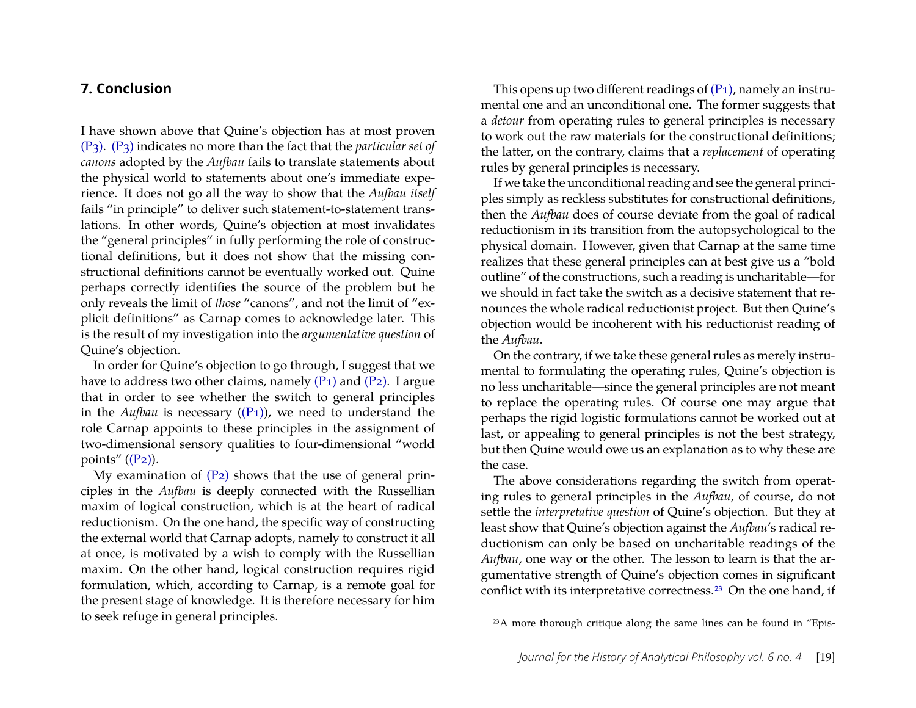## 7. Conclusion

I have shown above that Quine's objection has at most proven (P3). (P3) indicates no more than the fact that the *particular set of canons* adopted by the *Aufbau* fails to translate statements about the physical world to statements about one's immediate experience. It does not go all the way to show that the *Aufbau itself* fails "in principle" to deliver such statement-to-statement translations. In other words, Quine's objection at most invalidates the "general principles" in fully performing the role of constructional definitions, but it does not show that the missing constructional definitions cannot be eventually worked out. Quine perhaps correctly identifies the source of the problem but he only reveals the limit of *those* "canons", and not the limit of "explicit definitions" as Carnap comes to acknowledge later. This is the result of my investigation into the *argumentative question* of Quine's objection.

In order for Quine's objection to go through, I suggest that we have to address two other claims, namely (P1) and (P2). I argue that in order to see whether the switch to general principles in the *Aufbau* is necessary ((P1)), we need to understand the role Carnap appoints to these principles in the assignment of two-dimensional sensory qualities to four-dimensional "world points" ((P2)).

My examination of (P2) shows that the use of general principles in the *Aufbau* is deeply connected with the Russellian maxim of logical construction, which is at the heart of radical reductionism. On the one hand, the specific way of constructing the external world that Carnap adopts, namely to construct it all at once, is motivated by a wish to comply with the Russellian maxim. On the other hand, logical construction requires rigid formulation, which, according to Carnap, is a remote goal for the present stage of knowledge. It is therefore necessary for him to seek refuge in general principles.

This opens up two different readings of (P1), namely an instrumental one and an unconditional one. The former suggests that a *detour* from operating rules to general principles is necessary to work out the raw materials for the constructional definitions; the latter, on the contrary, claims that a *replacement* of operating rules by general principles is necessary.

If we take the unconditional reading and see the general principles simply as reckless substitutes for constructional definitions, then the *Aufbau* does of course deviate from the goal of radical reductionism in its transition from the autopsychological to the physical domain. However, given that Carnap at the same time realizes that these general principles can at best give us a "bold outline" of the constructions, such a reading is uncharitable—for we should in fact take the switch as a decisive statement that renounces the whole radical reductionist project. But then Quine's objection would be incoherent with his reductionist reading of the *Aufbau*.

On the contrary, if we take these general rules as merely instrumental to formulating the operating rules, Quine's objection is no less uncharitable—since the general principles are not meant to replace the operating rules. Of course one may argue that perhaps the rigid logistic formulations cannot be worked out at last, or appealing to general principles is not the best strategy, but then Quine would owe us an explanation as to why these are the case.

The above considerations regarding the switch from operating rules to general principles in the *Aufbau*, of course, do not settle the *interpretative question* of Quine's objection. But they at least show that Quine's objection against the *Aufbau*'s radical reductionism can only be based on uncharitable readings of the *Aufbau*, one way or the other. The lesson to learn is that the argumentative strength of Quine's objection comes in significant conflict with its interpretative correctness.[23] On the one hand, if

[23]A more thorough critique along the same lines can be found in "Epis-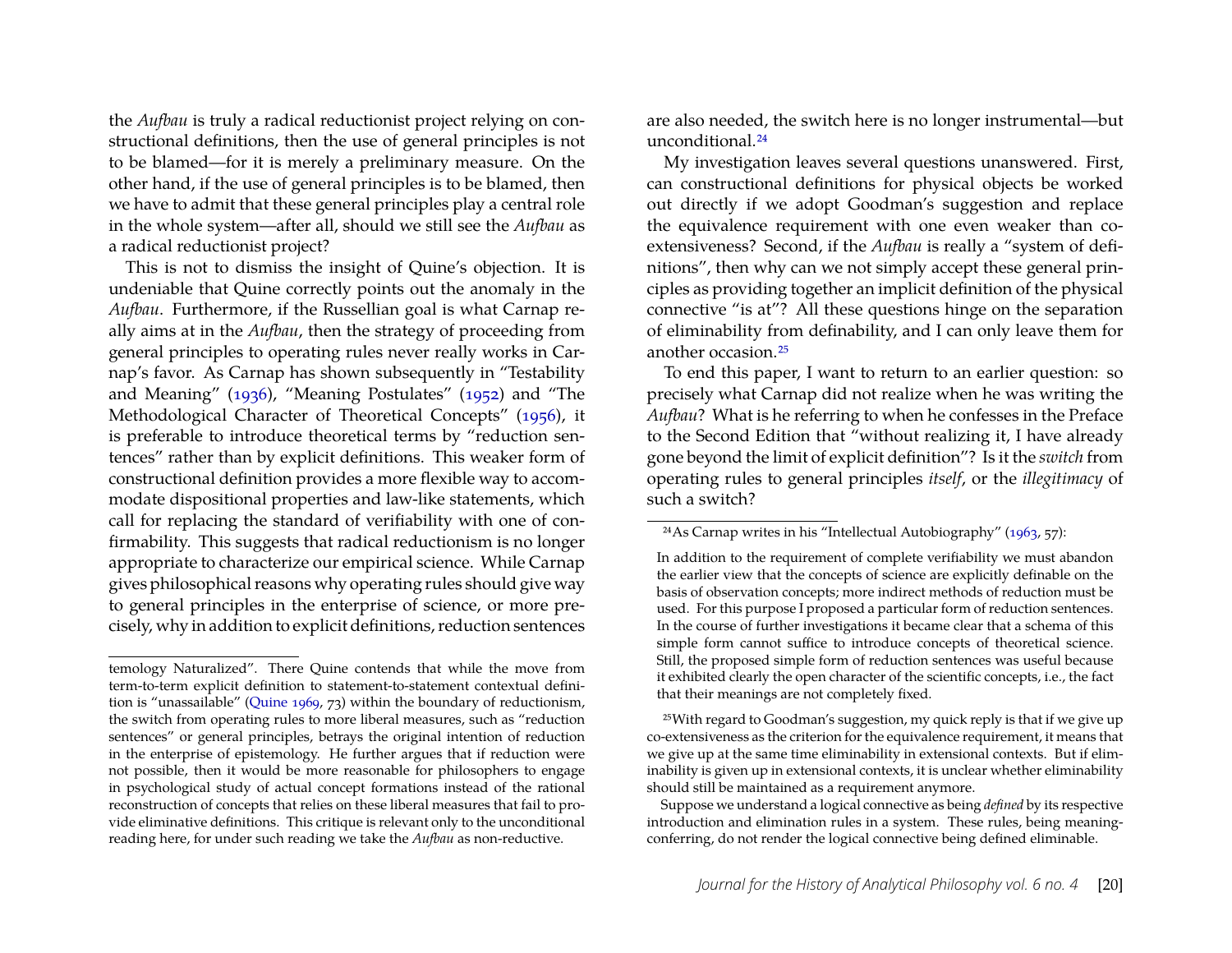the *Aufbau* is truly a radical reductionist project relying on constructional definitions, then the use of general principles is not to be blamed—for it is merely a preliminary measure. On the other hand, if the use of general principles is to be blamed, then we have to admit that these general principles play a central role in the whole system—after all, should we still see the *Aufbau* as a radical reductionist project?

This is not to dismiss the insight of Quine's objection. It is undeniable that Quine correctly points out the anomaly in the *Aufbau*. Furthermore, if the Russellian goal is what Carnap really aims at in the *Aufbau*, then the strategy of proceeding from general principles to operating rules never really works in Carnap's favor. As Carnap has shown subsequently in "Testability and Meaning" (1936), "Meaning Postulates" (1952) and "The Methodological Character of Theoretical Concepts" (1956), it is preferable to introduce theoretical terms by "reduction sentences" rather than by explicit definitions. This weaker form of constructional definition provides a more flexible way to accommodate dispositional properties and law-like statements, which call for replacing the standard of verifiability with one of confirmability. This suggests that radical reductionism is no longer appropriate to characterize our empirical science. While Carnap gives philosophical reasons why operating rules should give way to general principles in the enterprise of science, or more precisely, why in addition to explicit definitions, reduction sentences are also needed, the switch here is no longer instrumental—but unconditional.[24]

My investigation leaves several questions unanswered. First, can constructional definitions for physical objects be worked out directly if we adopt Goodman's suggestion and replace the equivalence requirement with one even weaker than co-extensiveness? Second, if the *Aufbau* is really a "system of definitions", then why can we not simply accept these general principles as providing together an implicit definition of the physical connective "is at"? All these questions hinge on the separation of eliminability from definability, and I can only leave them for another occasion.[25]

To end this paper, I want to return to an earlier question: so precisely what Carnap did not realize when he was writing the *Aufbau*? What is he referring to when he confesses in the Preface to the Second Edition that "without realizing it, I have already gone beyond the limit of explicit definition"? Is it the *switch* from operating rules to general principles *itself*, or the *illegitimacy* of such a switch?

---

temology Naturalized". There Quine contends that while the move from term-to-term explicit definition to statement-to-statement contextual definition is "unassailable" (Quine 1969, 73) within the boundary of reductionism, the switch from operating rules to more liberal measures, such as "reduction sentences" or general principles, betrays the original intention of reduction in the enterprise of epistemology. He further argues that if reduction were not possible, then it would be more reasonable for philosophers to engage in psychological study of actual concept formations instead of the rational reconstruction of concepts that relies on these liberal measures that fail to provide eliminative definitions. This critique is relevant only to the unconditional reading here, for under such reading we take the *Aufbau* as non-reductive.

[24] As Carnap writes in his "Intellectual Autobiography" (1963, 57):

> In addition to the requirement of complete verifiability we must abandon the earlier view that the concepts of science are explicitly definable on the basis of observation concepts; more indirect methods of reduction must be used. For this purpose I proposed a particular form of reduction sentences. In the course of further investigations it became clear that a schema of this simple form cannot suffice to introduce concepts of theoretical science. Still, the proposed simple form of reduction sentences was useful because it exhibited clearly the open character of the scientific concepts, i.e., the fact that their meanings are not completely fixed.

[25] With regard to Goodman's suggestion, my quick reply is that if we give up co-extensiveness as the criterion for the equivalence requirement, it means that we give up at the same time eliminability in extensional contexts. But if eliminability is given up in extensional contexts, it is unclear whether eliminability should still be maintained as a requirement anymore.

Suppose we understand a logical connective as being *defined* by its respective introduction and elimination rules in a system. These rules, being meaning-conferring, do not render the logical connective being defined eliminable.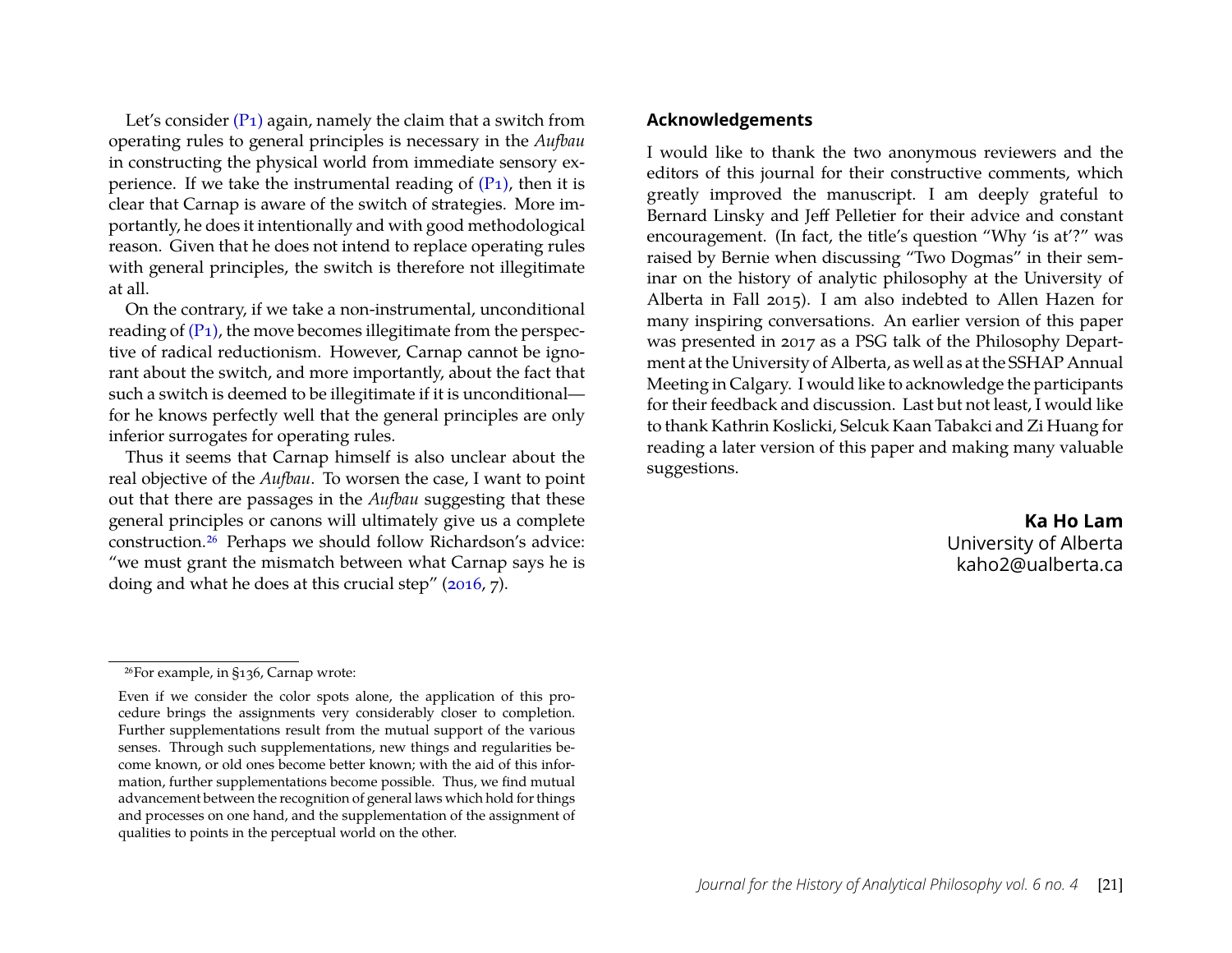Let's consider (P1) again, namely the claim that a switch from operating rules to general principles is necessary in the *Aufbau* in constructing the physical world from immediate sensory experience. If we take the instrumental reading of (P1), then it is clear that Carnap is aware of the switch of strategies. More importantly, he does it intentionally and with good methodological reason. Given that he does not intend to replace operating rules with general principles, the switch is therefore not illegitimate at all.

On the contrary, if we take a non-instrumental, unconditional reading of (P1), the move becomes illegitimate from the perspective of radical reductionism. However, Carnap cannot be ignorant about the switch, and more importantly, about the fact that such a switch is deemed to be illegitimate if it is unconditional—for he knows perfectly well that the general principles are only inferior surrogates for operating rules.

Thus it seems that Carnap himself is also unclear about the real objective of the *Aufbau*. To worsen the case, I want to point out that there are passages in the *Aufbau* suggesting that these general principles or canons will ultimately give us a complete construction.[26] Perhaps we should follow Richardson's advice: "we must grant the mismatch between what Carnap says he is doing and what he does at this crucial step" (2016, 7).

[26]For example, in §136, Carnap wrote:

> Even if we consider the color spots alone, the application of this procedure brings the assignments very considerably closer to completion. Further supplementations result from the mutual support of the various senses. Through such supplementations, new things and regularities become known, or old ones become better known; with the aid of this information, further supplementations become possible. Thus, we find mutual advancement between the recognition of general laws which hold for things and processes on one hand, and the supplementation of the assignment of qualities to points in the perceptual world on the other.

## Acknowledgements

I would like to thank the two anonymous reviewers and the editors of this journal for their constructive comments, which greatly improved the manuscript. I am deeply grateful to Bernard Linsky and Jeff Pelletier for their advice and constant encouragement. (In fact, the title's question "Why 'is at'?" was raised by Bernie when discussing "Two Dogmas" in their seminar on the history of analytic philosophy at the University of Alberta in Fall 2015). I am also indebted to Allen Hazen for many inspiring conversations. An earlier version of this paper was presented in 2017 as a PSG talk of the Philosophy Department at the University of Alberta, as well as at the SSHAP Annual Meeting in Calgary. I would like to acknowledge the participants for their feedback and discussion. Last but not least, I would like to thank Kathrin Koslicki, Selcuk Kaan Tabakci and Zi Huang for reading a later version of this paper and making many valuable suggestions.

**Ka Ho Lam**
University of Alberta
kaho2@ualberta.ca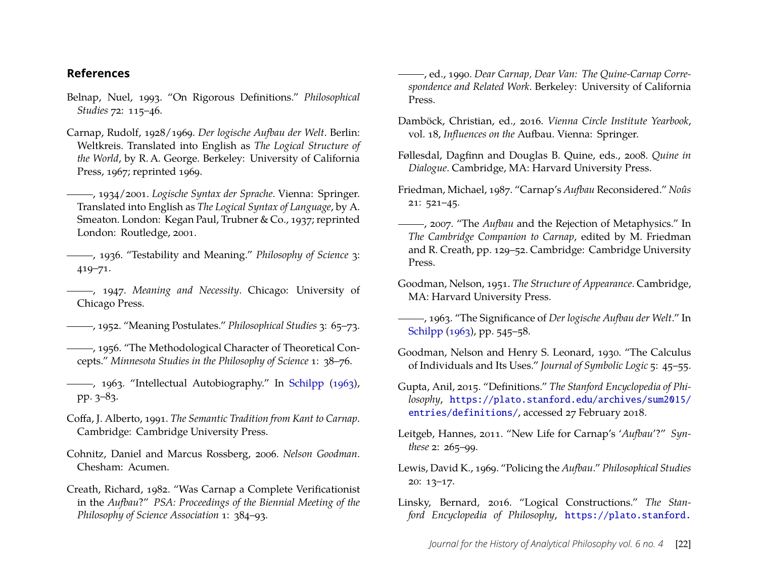## References

Belnap, Nuel, 1993. "On Rigorous Definitions." *Philosophical Studies* 72: 115–46.

Carnap, Rudolf, 1928/1969. *Der logische Aufbau der Welt*. Berlin: Weltkreis. Translated into English as *The Logical Structure of the World*, by R. A. George. Berkeley: University of California Press, 1967; reprinted 1969.

———, 1934/2001. *Logische Syntax der Sprache*. Vienna: Springer. Translated into English as *The Logical Syntax of Language*, by A. Smeaton. London: Kegan Paul, Trubner & Co., 1937; reprinted London: Routledge, 2001.

———, 1936. "Testability and Meaning." *Philosophy of Science* 3: 419–71.

———, 1947. *Meaning and Necessity*. Chicago: University of Chicago Press.

———, 1952. "Meaning Postulates." *Philosophical Studies* 3: 65–73.

———, 1956. "The Methodological Character of Theoretical Concepts." *Minnesota Studies in the Philosophy of Science* 1: 38–76.

———, 1963. "Intellectual Autobiography." In Schilpp (1963), pp. 3–83.

Coffa, J. Alberto, 1991. *The Semantic Tradition from Kant to Carnap*. Cambridge: Cambridge University Press.

Cohnitz, Daniel and Marcus Rossberg, 2006. *Nelson Goodman*. Chesham: Acumen.

Creath, Richard, 1982. "Was Carnap a Complete Verificationist in the *Aufbau*?" *PSA: Proceedings of the Biennial Meeting of the Philosophy of Science Association* 1: 384–93.

———, ed., 1990. *Dear Carnap, Dear Van: The Quine-Carnap Correspondence and Related Work*. Berkeley: University of California Press.

Damböck, Christian, ed., 2016. *Vienna Circle Institute Yearbook*, vol. 18, *Influences on the* Aufbau. Vienna: Springer.

Føllesdal, Dagfinn and Douglas B. Quine, eds., 2008. *Quine in Dialogue*. Cambridge, MA: Harvard University Press.

Friedman, Michael, 1987. "Carnap's *Aufbau* Reconsidered." *Noûs* 21: 521–45.

———, 2007. "The *Aufbau* and the Rejection of Metaphysics." In *The Cambridge Companion to Carnap*, edited by M. Friedman and R. Creath, pp. 129–52. Cambridge: Cambridge University Press.

Goodman, Nelson, 1951. *The Structure of Appearance*. Cambridge, MA: Harvard University Press.

———, 1963. "The Significance of *Der logische Aufbau der Welt*." In Schilpp (1963), pp. 545–58.

Goodman, Nelson and Henry S. Leonard, 1930. "The Calculus of Individuals and Its Uses." *Journal of Symbolic Logic* 5: 45–55.

Gupta, Anil, 2015. "Definitions." *The Stanford Encyclopedia of Philosophy*, https://plato.stanford.edu/archives/sum2015/entries/definitions/, accessed 27 February 2018.

Leitgeb, Hannes, 2011. "New Life for Carnap's '*Aufbau*'?" *Synthese* 2: 265–99.

Lewis, David K., 1969. "Policing the *Aufbau*." *Philosophical Studies* 20: 13–17.

Linsky, Bernard, 2016. "Logical Constructions." *The Stanford Encyclopedia of Philosophy*, https://plato.stanford.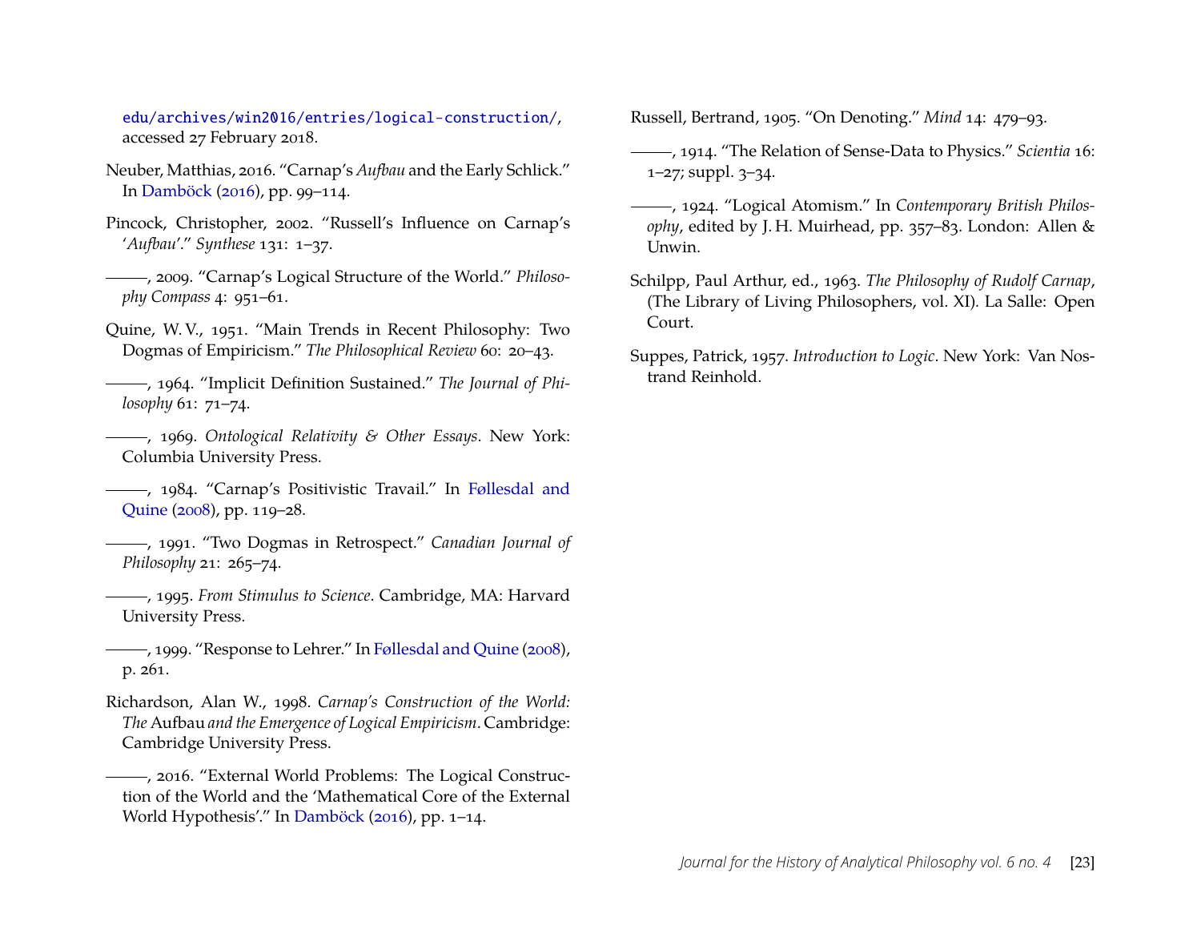edu/archives/win2016/entries/logical-construction/, accessed 27 February 2018.

Neuber, Matthias, 2016. "Carnap's *Aufbau* and the Early Schlick." In Damböck (2016), pp. 99–114.

Pincock, Christopher, 2002. "Russell's Influence on Carnap's '*Aufbau*'." *Synthese* 131: 1–37.

———, 2009. "Carnap's Logical Structure of the World." *Philosophy Compass* 4: 951–61.

Quine, W. V., 1951. "Main Trends in Recent Philosophy: Two Dogmas of Empiricism." *The Philosophical Review* 60: 20–43.

———, 1964. "Implicit Definition Sustained." *The Journal of Philosophy* 61: 71–74.

———, 1969. *Ontological Relativity & Other Essays*. New York: Columbia University Press.

———, 1984. "Carnap's Positivistic Travail." In Føllesdal and Quine (2008), pp. 119–28.

———, 1991. "Two Dogmas in Retrospect." *Canadian Journal of Philosophy* 21: 265–74.

———, 1995. *From Stimulus to Science*. Cambridge, MA: Harvard University Press.

———, 1999. "Response to Lehrer." In Føllesdal and Quine (2008), p. 261.

Richardson, Alan W., 1998. *Carnap's Construction of the World: The* Aufbau *and the Emergence of Logical Empiricism*. Cambridge: Cambridge University Press.

———, 2016. "External World Problems: The Logical Construction of the World and the 'Mathematical Core of the External World Hypothesis'." In Damböck (2016), pp. 1–14.

Russell, Bertrand, 1905. "On Denoting." *Mind* 14: 479–93.

———, 1914. "The Relation of Sense-Data to Physics." *Scientia* 16: 1–27; suppl. 3–34.

———, 1924. "Logical Atomism." In *Contemporary British Philosophy*, edited by J. H. Muirhead, pp. 357–83. London: Allen & Unwin.

Schilpp, Paul Arthur, ed., 1963. *The Philosophy of Rudolf Carnap*, (The Library of Living Philosophers, vol. XI). La Salle: Open Court.

Suppes, Patrick, 1957. *Introduction to Logic*. New York: Van Nostrand Reinhold.